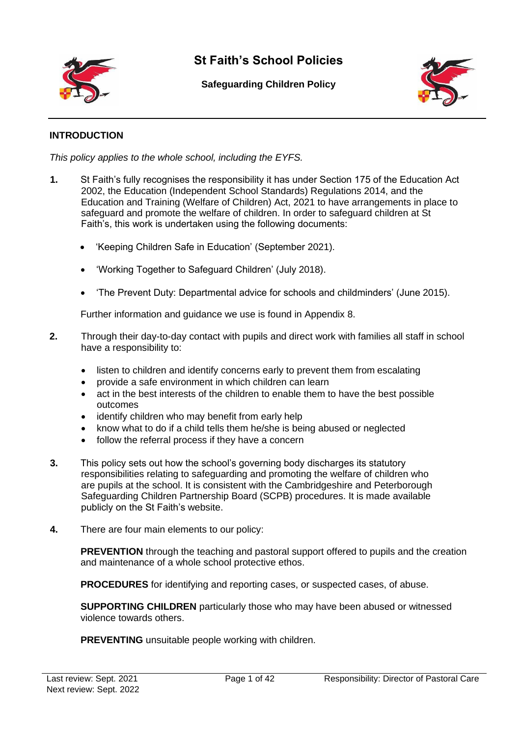# St Faith's School Policies

## Safeguarding Children Policy

### INTRODUCTION

*This policy applies to the whole school, including the EYFS.*

**1.** St Faith's fully recognises the responsibility it has under Section 175 of the Education Act 2002, the Education (Independent School Standards) Regulations 2014, and the Education and Training (Welfare of Children) Act, 2021 to have arrangements in place to safeguard and promote the welfare of children. In order to safeguard children at St Faith's, this work is undertaken using the following documents:

- 'Keeping Children Safe in Education' (September 2021).
- 'Working Together to Safeguard Children' (July 2018).
- 'The Prevent Duty: Departmental advice for schools and childminders' (June 2015).

Further information and guidance we use is found in Appendix 8.

**2.** Through their day-to-day contact with pupils and direct work with families all staff in school have a responsibility to:

- listen to children and identify concerns early to prevent them from escalating
- provide a safe environment in which children can learn
- act in the best interests of the children to enable them to have the best possible outcomes
- identify children who may benefit from early help
- know what to do if a child tells them he/she is being abused or neglected
- follow the referral process if they have a concern

**3.** This policy sets out how the school's governing body discharges its statutory responsibilities relating to safeguarding and promoting the welfare of children who are pupils at the school. It is consistent with the Cambridgeshire and Peterborough Safeguarding Children Partnership Board (SCPB) procedures. It is made available publicly on the St Faith's website.

**4.** There are four main elements to our policy:

**PREVENTION** through the teaching and pastoral support offered to pupils and the creation and maintenance of a whole school protective ethos.

**PROCEDURES** for identifying and reporting cases, or suspected cases, of abuse.

**SUPPORTING CHILDREN** particularly those who may have been abused or witnessed violence towards others.

**PREVENTING** unsuitable people working with children.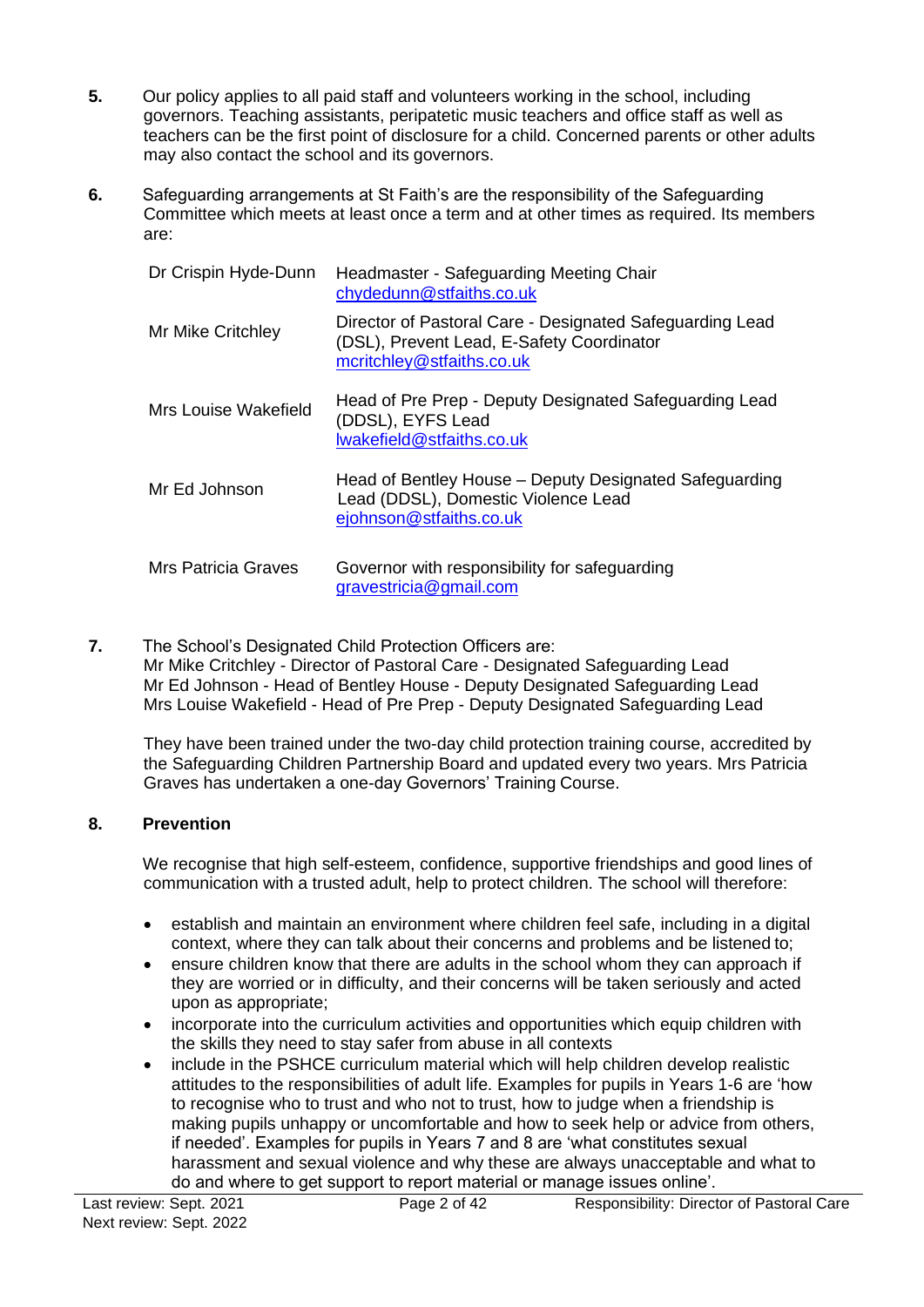5. Our policy applies to all paid staff and volunteers working in the school, including governors. Teaching assistants, peripatetic music teachers and office staff as well as teachers can be the first point of disclosure for a child. Concerned parents or other adults may also contact the school and its governors.

6. Safeguarding arrangements at St Faith's are the responsibility of the Safeguarding Committee which meets at least once a term and at other times as required. Its members are:

| | |
|---|---|
| Dr Crispin Hyde-Dunn | Headmaster - Safeguarding Meeting Chair chydedunn@stfaiths.co.uk |
| Mr Mike Critchley | Director of Pastoral Care - Designated Safeguarding Lead (DSL), Prevent Lead, E-Safety Coordinator mcritchley@stfaiths.co.uk |
| Mrs Louise Wakefield | Head of Pre Prep - Deputy Designated Safeguarding Lead (DDSL), EYFS Lead lwakefield@stfaiths.co.uk |
| Mr Ed Johnson | Head of Bentley House – Deputy Designated Safeguarding Lead (DDSL), Domestic Violence Lead ejohnson@stfaiths.co.uk |
| Mrs Patricia Graves | Governor with responsibility for safeguarding gravestricia@gmail.com |

7. The School's Designated Child Protection Officers are:
Mr Mike Critchley - Director of Pastoral Care - Designated Safeguarding Lead
Mr Ed Johnson - Head of Bentley House - Deputy Designated Safeguarding Lead
Mrs Louise Wakefield - Head of Pre Prep - Deputy Designated Safeguarding Lead

They have been trained under the two-day child protection training course, accredited by the Safeguarding Children Partnership Board and updated every two years. Mrs Patricia Graves has undertaken a one-day Governors' Training Course.

## 8. Prevention

We recognise that high self-esteem, confidence, supportive friendships and good lines of communication with a trusted adult, help to protect children. The school will therefore:

- establish and maintain an environment where children feel safe, including in a digital context, where they can talk about their concerns and problems and be listened to;
- ensure children know that there are adults in the school whom they can approach if they are worried or in difficulty, and their concerns will be taken seriously and acted upon as appropriate;
- incorporate into the curriculum activities and opportunities which equip children with the skills they need to stay safer from abuse in all contexts
- include in the PSHCE curriculum material which will help children develop realistic attitudes to the responsibilities of adult life. Examples for pupils in Years 1-6 are 'how to recognise who to trust and who not to trust, how to judge when a friendship is making pupils unhappy or uncomfortable and how to seek help or advice from others, if needed'. Examples for pupils in Years 7 and 8 are 'what constitutes sexual harassment and sexual violence and why these are always unacceptable and what to do and where to get support to report material or manage issues online'.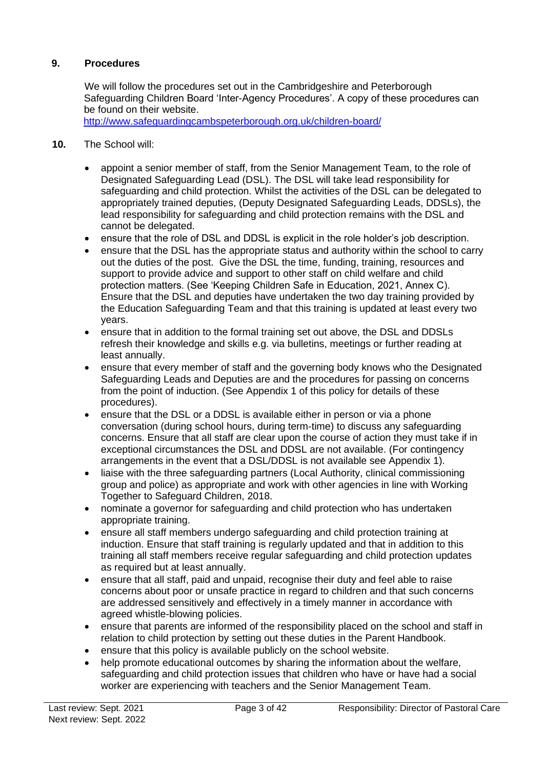## 9. Procedures

We will follow the procedures set out in the Cambridgeshire and Peterborough Safeguarding Children Board 'Inter-Agency Procedures'. A copy of these procedures can be found on their website.
[http://www.safeguardingcambspeterborough.org.uk/children-board/](http://www.safeguardingcambspeterborough.org.uk/children-board/)

**10.** The School will:

- appoint a senior member of staff, from the Senior Management Team, to the role of Designated Safeguarding Lead (DSL). The DSL will take lead responsibility for safeguarding and child protection. Whilst the activities of the DSL can be delegated to appropriately trained deputies, (Deputy Designated Safeguarding Leads, DDSLs), the lead responsibility for safeguarding and child protection remains with the DSL and cannot be delegated.
- ensure that the role of DSL and DDSL is explicit in the role holder's job description.
- ensure that the DSL has the appropriate status and authority within the school to carry out the duties of the post. Give the DSL the time, funding, training, resources and support to provide advice and support to other staff on child welfare and child protection matters. (See 'Keeping Children Safe in Education, 2021, Annex C). Ensure that the DSL and deputies have undertaken the two day training provided by the Education Safeguarding Team and that this training is updated at least every two years.
- ensure that in addition to the formal training set out above, the DSL and DDSLs refresh their knowledge and skills e.g. via bulletins, meetings or further reading at least annually.
- ensure that every member of staff and the governing body knows who the Designated Safeguarding Leads and Deputies are and the procedures for passing on concerns from the point of induction. (See Appendix 1 of this policy for details of these procedures).
- ensure that the DSL or a DDSL is available either in person or via a phone conversation (during school hours, during term-time) to discuss any safeguarding concerns. Ensure that all staff are clear upon the course of action they must take if in exceptional circumstances the DSL and DDSL are not available. (For contingency arrangements in the event that a DSL/DDSL is not available see Appendix 1).
- liaise with the three safeguarding partners (Local Authority, clinical commissioning group and police) as appropriate and work with other agencies in line with Working Together to Safeguard Children, 2018.
- nominate a governor for safeguarding and child protection who has undertaken appropriate training.
- ensure all staff members undergo safeguarding and child protection training at induction. Ensure that staff training is regularly updated and that in addition to this training all staff members receive regular safeguarding and child protection updates as required but at least annually.
- ensure that all staff, paid and unpaid, recognise their duty and feel able to raise concerns about poor or unsafe practice in regard to children and that such concerns are addressed sensitively and effectively in a timely manner in accordance with agreed whistle-blowing policies.
- ensure that parents are informed of the responsibility placed on the school and staff in relation to child protection by setting out these duties in the Parent Handbook.
- ensure that this policy is available publicly on the school website.
- help promote educational outcomes by sharing the information about the welfare, safeguarding and child protection issues that children who have or have had a social worker are experiencing with teachers and the Senior Management Team.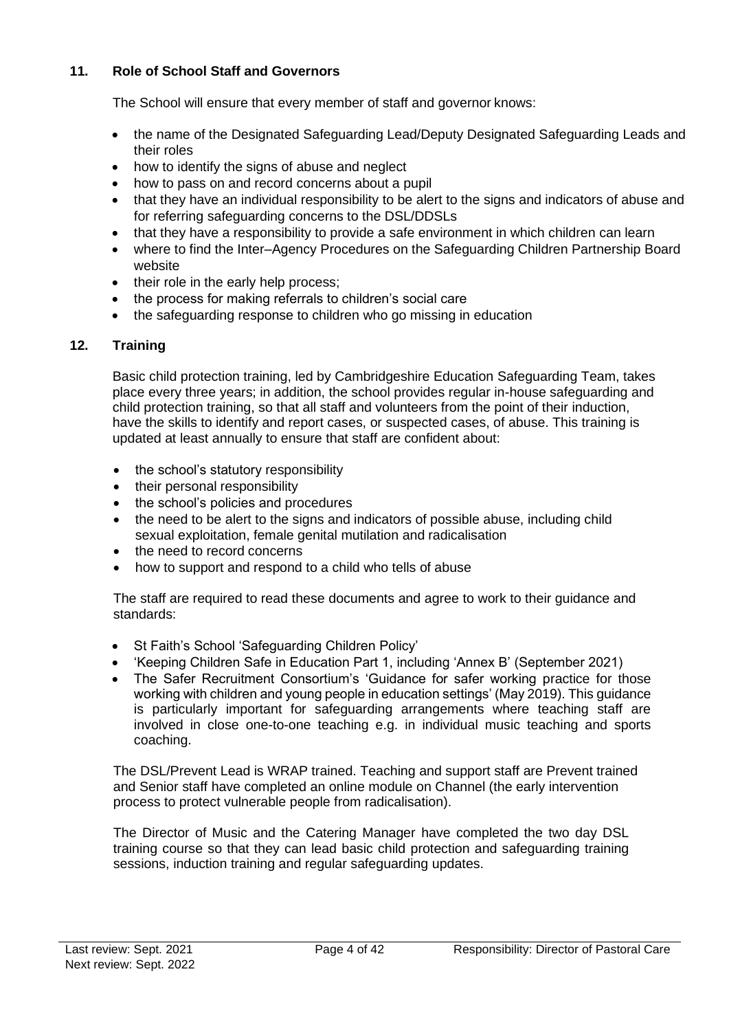## 11. Role of School Staff and Governors

The School will ensure that every member of staff and governor knows:

- the name of the Designated Safeguarding Lead/Deputy Designated Safeguarding Leads and their roles
- how to identify the signs of abuse and neglect
- how to pass on and record concerns about a pupil
- that they have an individual responsibility to be alert to the signs and indicators of abuse and for referring safeguarding concerns to the DSL/DDSLs
- that they have a responsibility to provide a safe environment in which children can learn
- where to find the Inter–Agency Procedures on the Safeguarding Children Partnership Board website
- their role in the early help process;
- the process for making referrals to children's social care
- the safeguarding response to children who go missing in education

## 12. Training

Basic child protection training, led by Cambridgeshire Education Safeguarding Team, takes place every three years; in addition, the school provides regular in-house safeguarding and child protection training, so that all staff and volunteers from the point of their induction, have the skills to identify and report cases, or suspected cases, of abuse. This training is updated at least annually to ensure that staff are confident about:

- the school's statutory responsibility
- their personal responsibility
- the school's policies and procedures
- the need to be alert to the signs and indicators of possible abuse, including child sexual exploitation, female genital mutilation and radicalisation
- the need to record concerns
- how to support and respond to a child who tells of abuse

The staff are required to read these documents and agree to work to their guidance and standards:

- St Faith's School 'Safeguarding Children Policy'
- 'Keeping Children Safe in Education Part 1, including 'Annex B' (September 2021)
- The Safer Recruitment Consortium's 'Guidance for safer working practice for those working with children and young people in education settings' (May 2019). This guidance is particularly important for safeguarding arrangements where teaching staff are involved in close one-to-one teaching e.g. in individual music teaching and sports coaching.

The DSL/Prevent Lead is WRAP trained. Teaching and support staff are Prevent trained and Senior staff have completed an online module on Channel (the early intervention process to protect vulnerable people from radicalisation).

The Director of Music and the Catering Manager have completed the two day DSL training course so that they can lead basic child protection and safeguarding training sessions, induction training and regular safeguarding updates.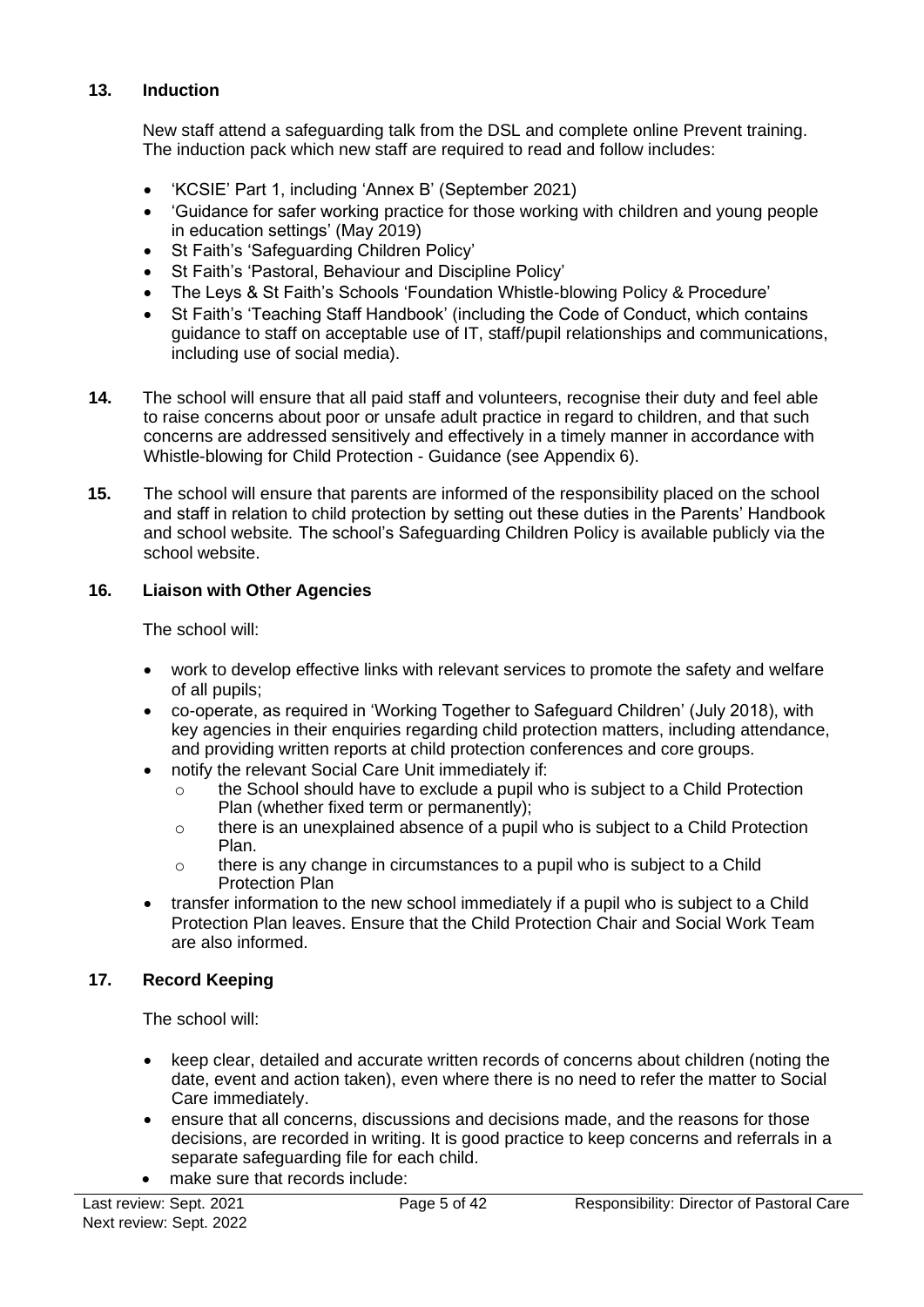## 13. Induction

New staff attend a safeguarding talk from the DSL and complete online Prevent training. The induction pack which new staff are required to read and follow includes:

- 'KCSIE' Part 1, including 'Annex B' (September 2021)
- 'Guidance for safer working practice for those working with children and young people in education settings' (May 2019)
- St Faith's 'Safeguarding Children Policy'
- St Faith's 'Pastoral, Behaviour and Discipline Policy'
- The Leys & St Faith's Schools 'Foundation Whistle-blowing Policy & Procedure'
- St Faith's 'Teaching Staff Handbook' (including the Code of Conduct, which contains guidance to staff on acceptable use of IT, staff/pupil relationships and communications, including use of social media).

**14.** The school will ensure that all paid staff and volunteers, recognise their duty and feel able to raise concerns about poor or unsafe adult practice in regard to children, and that such concerns are addressed sensitively and effectively in a timely manner in accordance with Whistle-blowing for Child Protection - Guidance (see Appendix 6).

**15.** The school will ensure that parents are informed of the responsibility placed on the school and staff in relation to child protection by setting out these duties in the Parents' Handbook and school website*.* The school's Safeguarding Children Policy is available publicly via the school website.

## 16. Liaison with Other Agencies

The school will:

- work to develop effective links with relevant services to promote the safety and welfare of all pupils;
- co-operate, as required in 'Working Together to Safeguard Children' (July 2018), with key agencies in their enquiries regarding child protection matters, including attendance, and providing written reports at child protection conferences and core groups.
- notify the relevant Social Care Unit immediately if:
  - the School should have to exclude a pupil who is subject to a Child Protection Plan (whether fixed term or permanently);
  - there is an unexplained absence of a pupil who is subject to a Child Protection Plan.
  - there is any change in circumstances to a pupil who is subject to a Child Protection Plan
- transfer information to the new school immediately if a pupil who is subject to a Child Protection Plan leaves. Ensure that the Child Protection Chair and Social Work Team are also informed.

## 17. Record Keeping

The school will:

- keep clear, detailed and accurate written records of concerns about children (noting the date, event and action taken), even where there is no need to refer the matter to Social Care immediately.
- ensure that all concerns, discussions and decisions made, and the reasons for those decisions, are recorded in writing. It is good practice to keep concerns and referrals in a separate safeguarding file for each child.
- make sure that records include: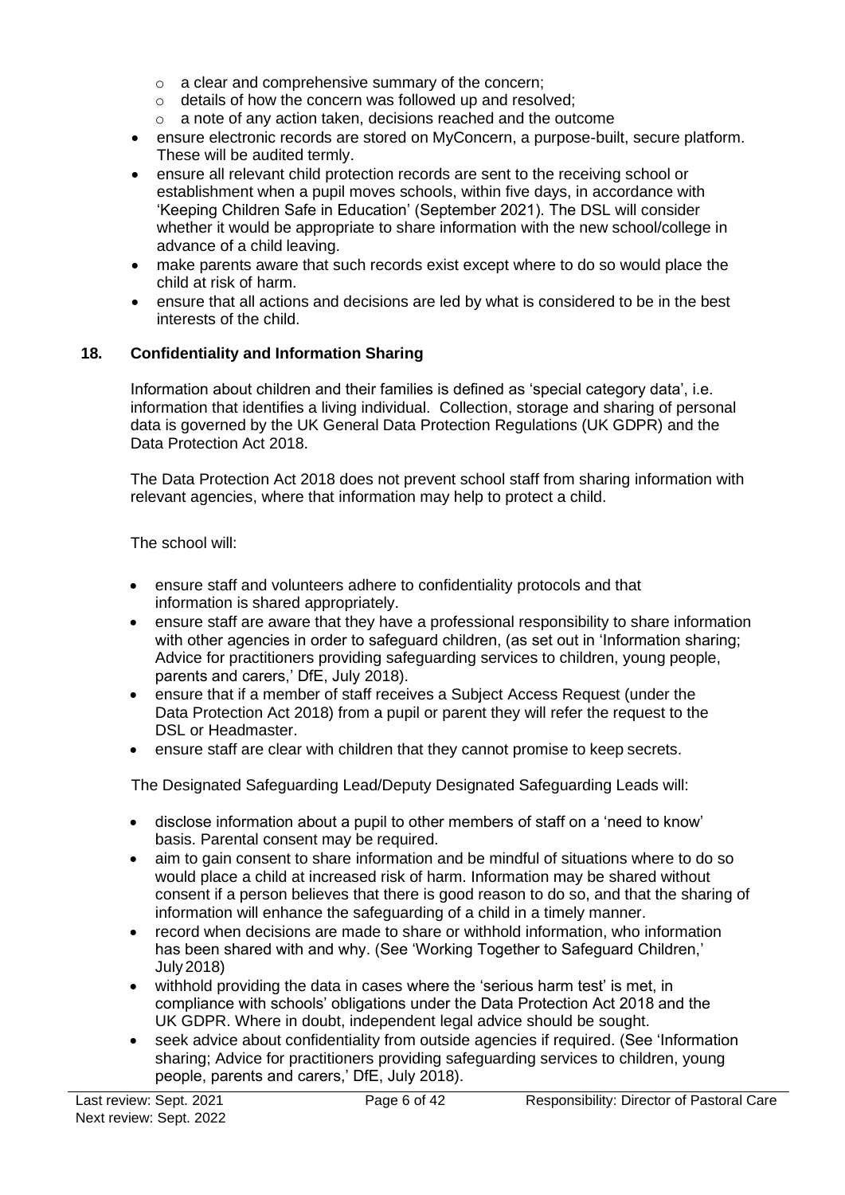- a clear and comprehensive summary of the concern;
  - details of how the concern was followed up and resolved;
  - a note of any action taken, decisions reached and the outcome
- ensure electronic records are stored on MyConcern, a purpose-built, secure platform. These will be audited termly.
- ensure all relevant child protection records are sent to the receiving school or establishment when a pupil moves schools, within five days, in accordance with 'Keeping Children Safe in Education' (September 2021). The DSL will consider whether it would be appropriate to share information with the new school/college in advance of a child leaving.
- make parents aware that such records exist except where to do so would place the child at risk of harm.
- ensure that all actions and decisions are led by what is considered to be in the best interests of the child.

## 18. Confidentiality and Information Sharing

Information about children and their families is defined as 'special category data', i.e. information that identifies a living individual. Collection, storage and sharing of personal data is governed by the UK General Data Protection Regulations (UK GDPR) and the Data Protection Act 2018.

The Data Protection Act 2018 does not prevent school staff from sharing information with relevant agencies, where that information may help to protect a child.

The school will:

- ensure staff and volunteers adhere to confidentiality protocols and that information is shared appropriately.
- ensure staff are aware that they have a professional responsibility to share information with other agencies in order to safeguard children, (as set out in 'Information sharing; Advice for practitioners providing safeguarding services to children, young people, parents and carers,' DfE, July 2018).
- ensure that if a member of staff receives a Subject Access Request (under the Data Protection Act 2018) from a pupil or parent they will refer the request to the DSL or Headmaster.
- ensure staff are clear with children that they cannot promise to keep secrets.

The Designated Safeguarding Lead/Deputy Designated Safeguarding Leads will:

- disclose information about a pupil to other members of staff on a 'need to know' basis. Parental consent may be required.
- aim to gain consent to share information and be mindful of situations where to do so would place a child at increased risk of harm. Information may be shared without consent if a person believes that there is good reason to do so, and that the sharing of information will enhance the safeguarding of a child in a timely manner.
- record when decisions are made to share or withhold information, who information has been shared with and why. (See 'Working Together to Safeguard Children,' July 2018)
- withhold providing the data in cases where the 'serious harm test' is met, in compliance with schools' obligations under the Data Protection Act 2018 and the UK GDPR. Where in doubt, independent legal advice should be sought.
- seek advice about confidentiality from outside agencies if required. (See 'Information sharing; Advice for practitioners providing safeguarding services to children, young people, parents and carers,' DfE, July 2018).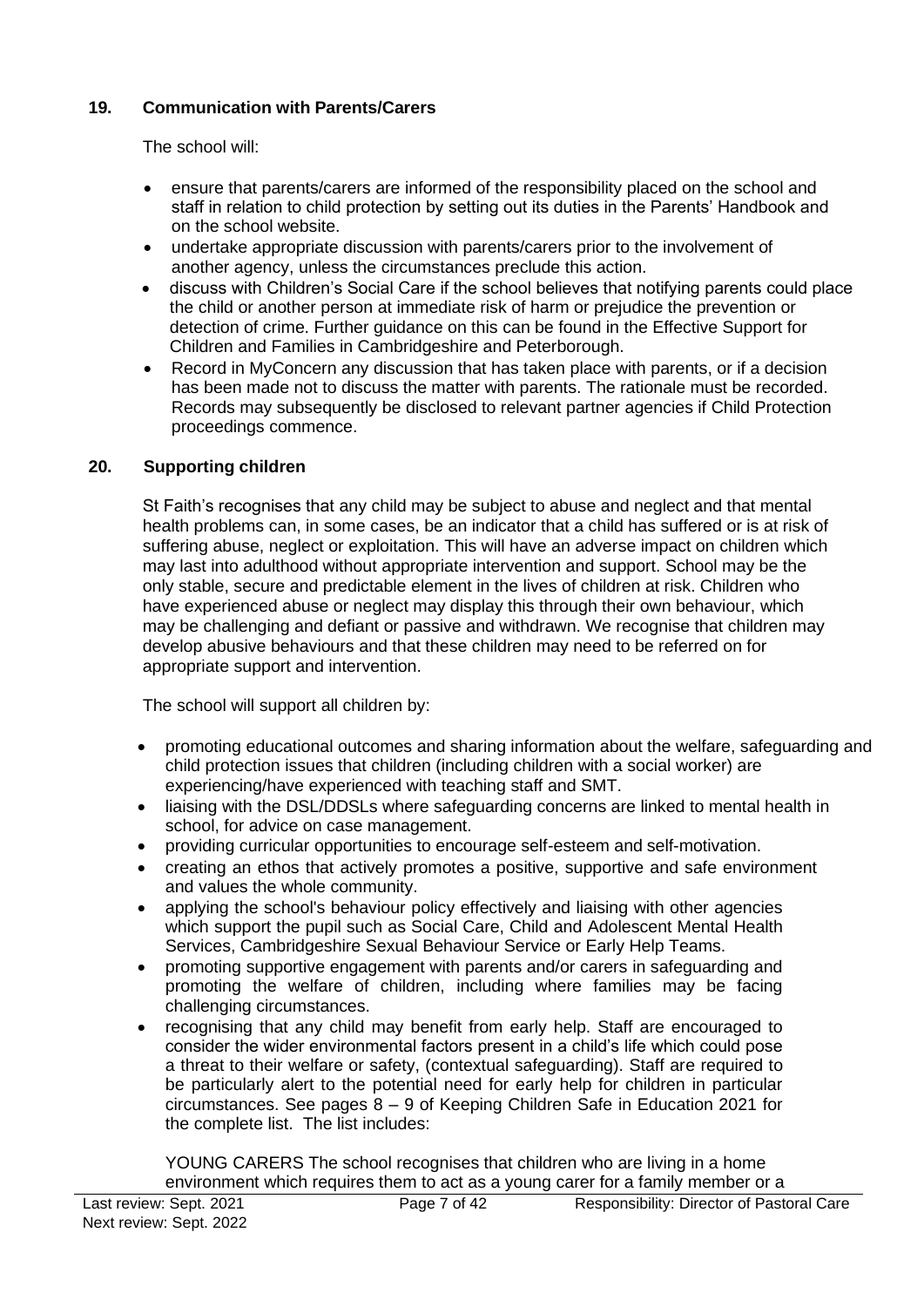## 19. Communication with Parents/Carers

The school will:

- ensure that parents/carers are informed of the responsibility placed on the school and staff in relation to child protection by setting out its duties in the Parents' Handbook and on the school website.
- undertake appropriate discussion with parents/carers prior to the involvement of another agency, unless the circumstances preclude this action.
- discuss with Children's Social Care if the school believes that notifying parents could place the child or another person at immediate risk of harm or prejudice the prevention or detection of crime. Further guidance on this can be found in the Effective Support for Children and Families in Cambridgeshire and Peterborough.
- Record in MyConcern any discussion that has taken place with parents, or if a decision has been made not to discuss the matter with parents. The rationale must be recorded. Records may subsequently be disclosed to relevant partner agencies if Child Protection proceedings commence.

## 20. Supporting children

St Faith's recognises that any child may be subject to abuse and neglect and that mental health problems can, in some cases, be an indicator that a child has suffered or is at risk of suffering abuse, neglect or exploitation. This will have an adverse impact on children which may last into adulthood without appropriate intervention and support. School may be the only stable, secure and predictable element in the lives of children at risk. Children who have experienced abuse or neglect may display this through their own behaviour, which may be challenging and defiant or passive and withdrawn. We recognise that children may develop abusive behaviours and that these children may need to be referred on for appropriate support and intervention.

The school will support all children by:

- promoting educational outcomes and sharing information about the welfare, safeguarding and child protection issues that children (including children with a social worker) are experiencing/have experienced with teaching staff and SMT.
- liaising with the DSL/DDSLs where safeguarding concerns are linked to mental health in school, for advice on case management.
- providing curricular opportunities to encourage self-esteem and self-motivation.
- creating an ethos that actively promotes a positive, supportive and safe environment and values the whole community.
- applying the school's behaviour policy effectively and liaising with other agencies which support the pupil such as Social Care, Child and Adolescent Mental Health Services, Cambridgeshire Sexual Behaviour Service or Early Help Teams.
- promoting supportive engagement with parents and/or carers in safeguarding and promoting the welfare of children, including where families may be facing challenging circumstances.
- recognising that any child may benefit from early help. Staff are encouraged to consider the wider environmental factors present in a child's life which could pose a threat to their welfare or safety, (contextual safeguarding). Staff are required to be particularly alert to the potential need for early help for children in particular circumstances. See pages 8 – 9 of Keeping Children Safe in Education 2021 for the complete list. The list includes:

  YOUNG CARERS The school recognises that children who are living in a home environment which requires them to act as a young carer for a family member or a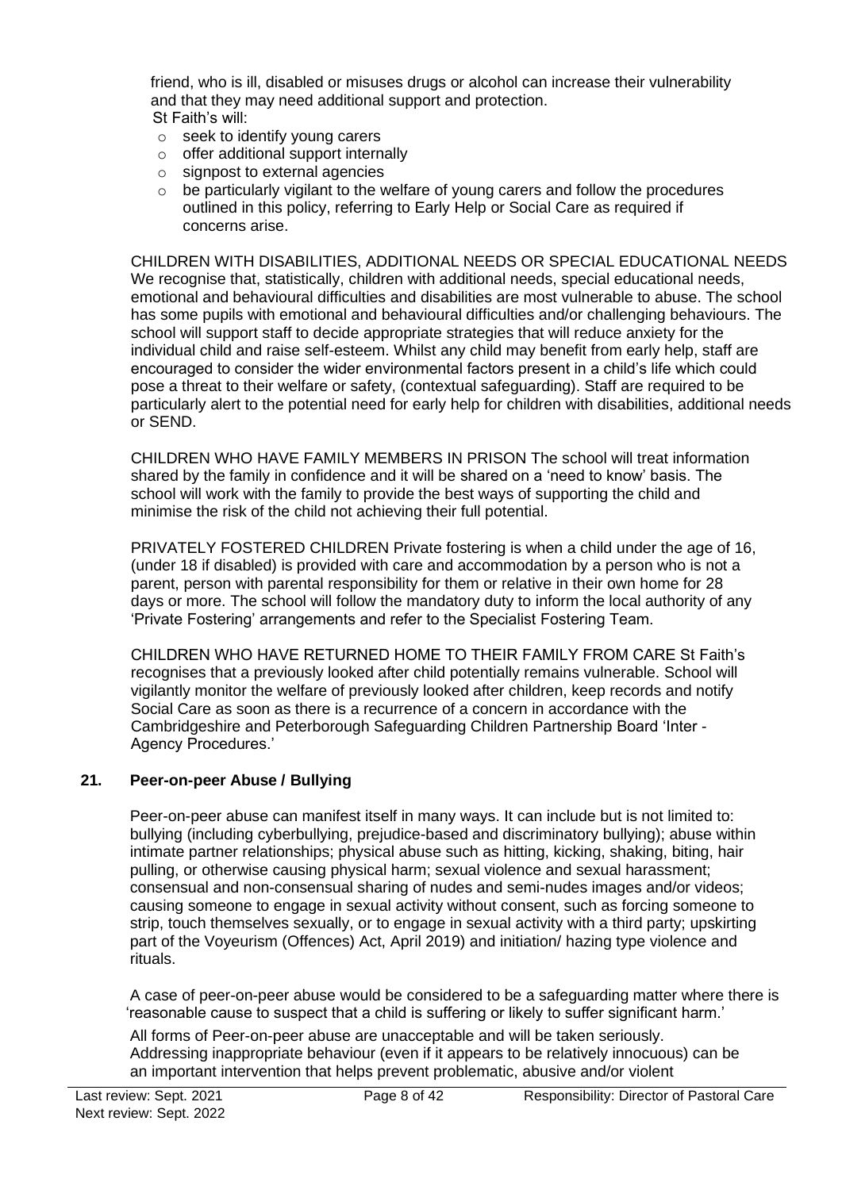friend, who is ill, disabled or misuses drugs or alcohol can increase their vulnerability and that they may need additional support and protection.

St Faith's will:

- seek to identify young carers
- offer additional support internally
- signpost to external agencies
- be particularly vigilant to the welfare of young carers and follow the procedures outlined in this policy, referring to Early Help or Social Care as required if concerns arise.

CHILDREN WITH DISABILITIES, ADDITIONAL NEEDS OR SPECIAL EDUCATIONAL NEEDS We recognise that, statistically, children with additional needs, special educational needs, emotional and behavioural difficulties and disabilities are most vulnerable to abuse. The school has some pupils with emotional and behavioural difficulties and/or challenging behaviours. The school will support staff to decide appropriate strategies that will reduce anxiety for the individual child and raise self-esteem. Whilst any child may benefit from early help, staff are encouraged to consider the wider environmental factors present in a child's life which could pose a threat to their welfare or safety, (contextual safeguarding). Staff are required to be particularly alert to the potential need for early help for children with disabilities, additional needs or SEND.

CHILDREN WHO HAVE FAMILY MEMBERS IN PRISON The school will treat information shared by the family in confidence and it will be shared on a 'need to know' basis. The school will work with the family to provide the best ways of supporting the child and minimise the risk of the child not achieving their full potential.

PRIVATELY FOSTERED CHILDREN Private fostering is when a child under the age of 16, (under 18 if disabled) is provided with care and accommodation by a person who is not a parent, person with parental responsibility for them or relative in their own home for 28 days or more. The school will follow the mandatory duty to inform the local authority of any 'Private Fostering' arrangements and refer to the Specialist Fostering Team.

CHILDREN WHO HAVE RETURNED HOME TO THEIR FAMILY FROM CARE St Faith's recognises that a previously looked after child potentially remains vulnerable. School will vigilantly monitor the welfare of previously looked after children, keep records and notify Social Care as soon as there is a recurrence of a concern in accordance with the Cambridgeshire and Peterborough Safeguarding Children Partnership Board 'Inter - Agency Procedures.'

## 21. Peer-on-peer Abuse / Bullying

Peer-on-peer abuse can manifest itself in many ways. It can include but is not limited to: bullying (including cyberbullying, prejudice-based and discriminatory bullying); abuse within intimate partner relationships; physical abuse such as hitting, kicking, shaking, biting, hair pulling, or otherwise causing physical harm; sexual violence and sexual harassment; consensual and non-consensual sharing of nudes and semi-nudes images and/or videos; causing someone to engage in sexual activity without consent, such as forcing someone to strip, touch themselves sexually, or to engage in sexual activity with a third party; upskirting part of the Voyeurism (Offences) Act, April 2019) and initiation/ hazing type violence and rituals.

A case of peer-on-peer abuse would be considered to be a safeguarding matter where there is 'reasonable cause to suspect that a child is suffering or likely to suffer significant harm.'

All forms of Peer-on-peer abuse are unacceptable and will be taken seriously. Addressing inappropriate behaviour (even if it appears to be relatively innocuous) can be an important intervention that helps prevent problematic, abusive and/or violent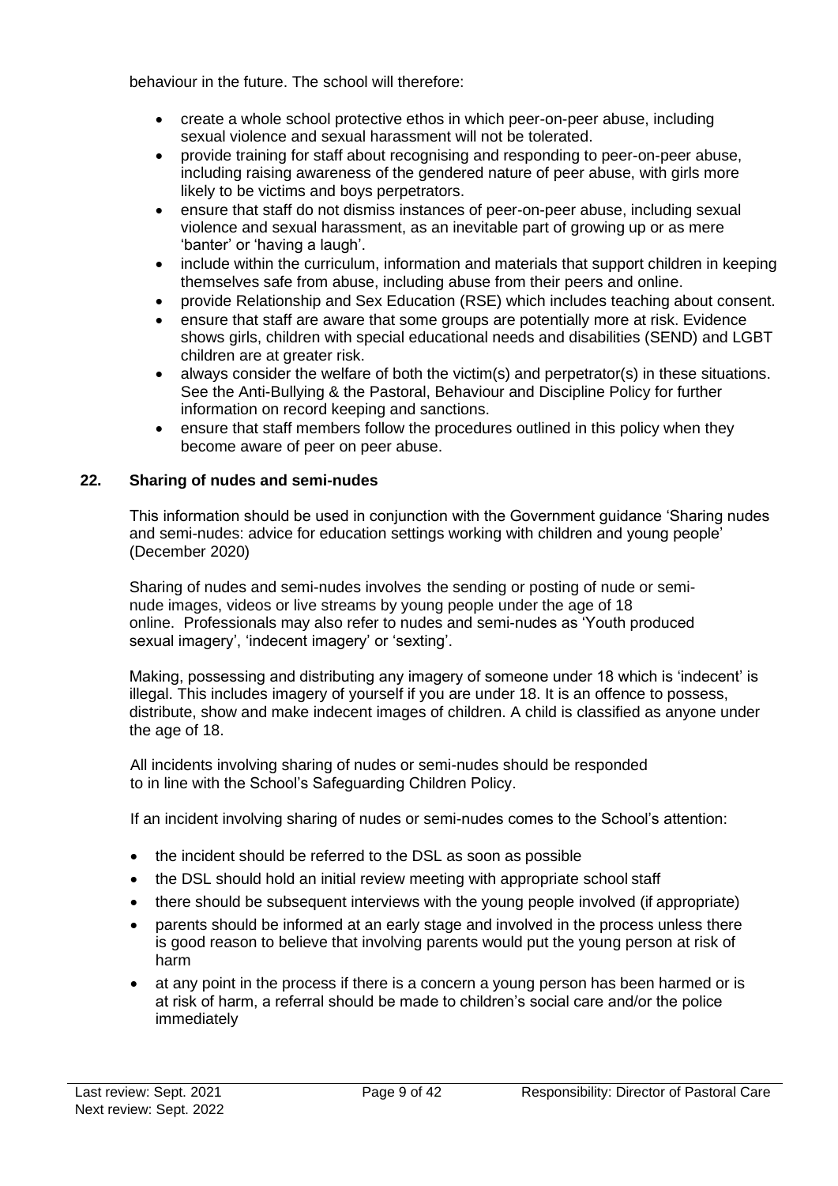behaviour in the future. The school will therefore:

- create a whole school protective ethos in which peer-on-peer abuse, including sexual violence and sexual harassment will not be tolerated.
- provide training for staff about recognising and responding to peer-on-peer abuse, including raising awareness of the gendered nature of peer abuse, with girls more likely to be victims and boys perpetrators.
- ensure that staff do not dismiss instances of peer-on-peer abuse, including sexual violence and sexual harassment, as an inevitable part of growing up or as mere 'banter' or 'having a laugh'.
- include within the curriculum, information and materials that support children in keeping themselves safe from abuse, including abuse from their peers and online.
- provide Relationship and Sex Education (RSE) which includes teaching about consent.
- ensure that staff are aware that some groups are potentially more at risk. Evidence shows girls, children with special educational needs and disabilities (SEND) and LGBT children are at greater risk.
- always consider the welfare of both the victim(s) and perpetrator(s) in these situations. See the Anti-Bullying & the Pastoral, Behaviour and Discipline Policy for further information on record keeping and sanctions.
- ensure that staff members follow the procedures outlined in this policy when they become aware of peer on peer abuse.

## 22. Sharing of nudes and semi-nudes

This information should be used in conjunction with the Government guidance 'Sharing nudes and semi-nudes: advice for education settings working with children and young people' (December 2020)

Sharing of nudes and semi-nudes involves the sending or posting of nude or semi-nude images, videos or live streams by young people under the age of 18 online. Professionals may also refer to nudes and semi-nudes as 'Youth produced sexual imagery', 'indecent imagery' or 'sexting'.

Making, possessing and distributing any imagery of someone under 18 which is 'indecent' is illegal. This includes imagery of yourself if you are under 18. It is an offence to possess, distribute, show and make indecent images of children. A child is classified as anyone under the age of 18.

All incidents involving sharing of nudes or semi-nudes should be responded to in line with the School's Safeguarding Children Policy.

If an incident involving sharing of nudes or semi-nudes comes to the School's attention:

- the incident should be referred to the DSL as soon as possible
- the DSL should hold an initial review meeting with appropriate school staff
- there should be subsequent interviews with the young people involved (if appropriate)
- parents should be informed at an early stage and involved in the process unless there is good reason to believe that involving parents would put the young person at risk of harm
- at any point in the process if there is a concern a young person has been harmed or is at risk of harm, a referral should be made to children's social care and/or the police immediately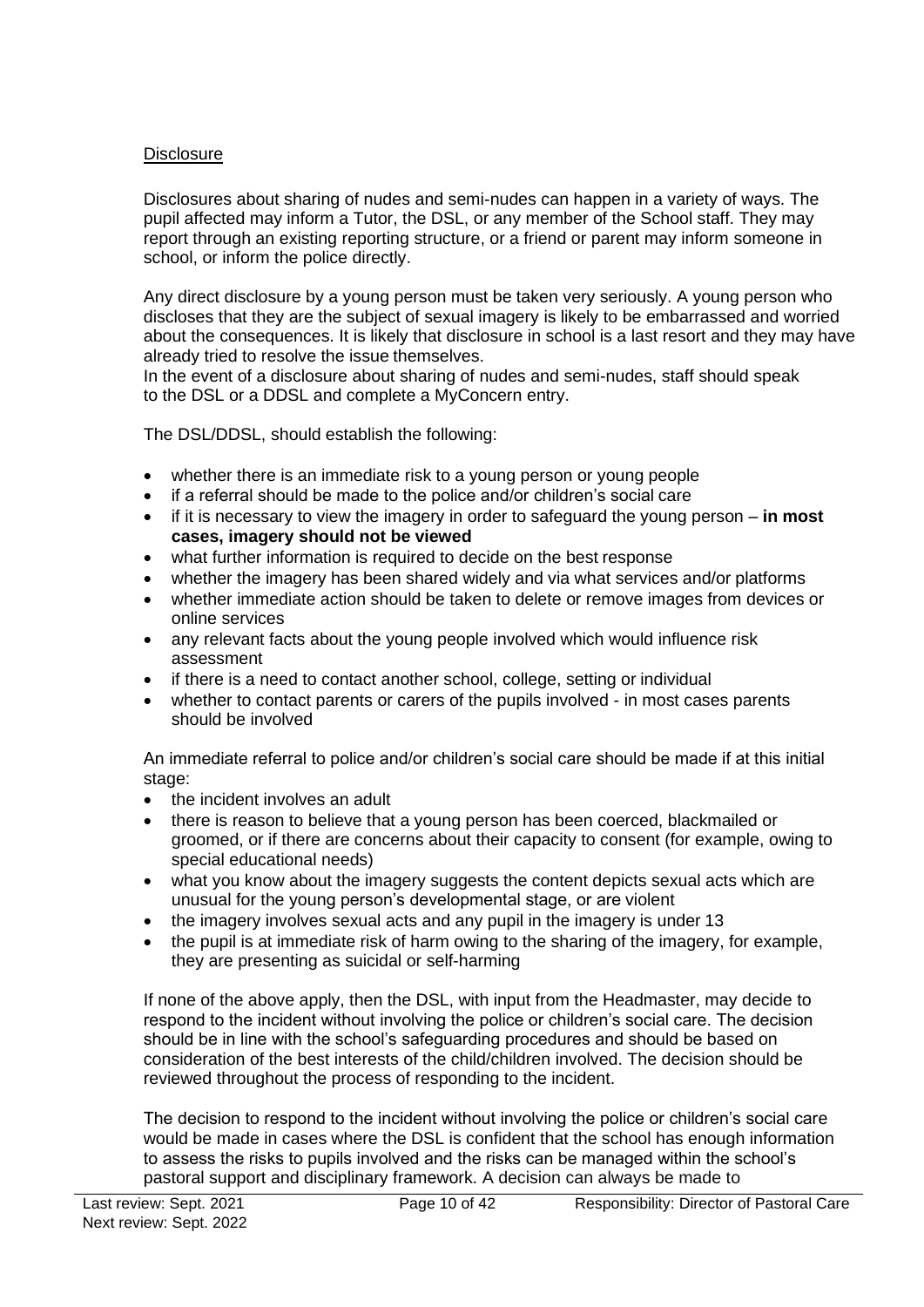Disclosure

Disclosures about sharing of nudes and semi-nudes can happen in a variety of ways. The pupil affected may inform a Tutor, the DSL, or any member of the School staff. They may report through an existing reporting structure, or a friend or parent may inform someone in school, or inform the police directly.

Any direct disclosure by a young person must be taken very seriously. A young person who discloses that they are the subject of sexual imagery is likely to be embarrassed and worried about the consequences. It is likely that disclosure in school is a last resort and they may have already tried to resolve the issue themselves.
In the event of a disclosure about sharing of nudes and semi-nudes, staff should speak to the DSL or a DDSL and complete a MyConcern entry.

The DSL/DDSL, should establish the following:

- whether there is an immediate risk to a young person or young people
- if a referral should be made to the police and/or children's social care
- if it is necessary to view the imagery in order to safeguard the young person – **in most cases, imagery should not be viewed**
- what further information is required to decide on the best response
- whether the imagery has been shared widely and via what services and/or platforms
- whether immediate action should be taken to delete or remove images from devices or online services
- any relevant facts about the young people involved which would influence risk assessment
- if there is a need to contact another school, college, setting or individual
- whether to contact parents or carers of the pupils involved - in most cases parents should be involved

An immediate referral to police and/or children's social care should be made if at this initial stage:

- the incident involves an adult
- there is reason to believe that a young person has been coerced, blackmailed or groomed, or if there are concerns about their capacity to consent (for example, owing to special educational needs)
- what you know about the imagery suggests the content depicts sexual acts which are unusual for the young person's developmental stage, or are violent
- the imagery involves sexual acts and any pupil in the imagery is under 13
- the pupil is at immediate risk of harm owing to the sharing of the imagery, for example, they are presenting as suicidal or self-harming

If none of the above apply, then the DSL, with input from the Headmaster, may decide to respond to the incident without involving the police or children's social care. The decision should be in line with the school's safeguarding procedures and should be based on consideration of the best interests of the child/children involved. The decision should be reviewed throughout the process of responding to the incident.

The decision to respond to the incident without involving the police or children's social care would be made in cases where the DSL is confident that the school has enough information to assess the risks to pupils involved and the risks can be managed within the school's pastoral support and disciplinary framework. A decision can always be made to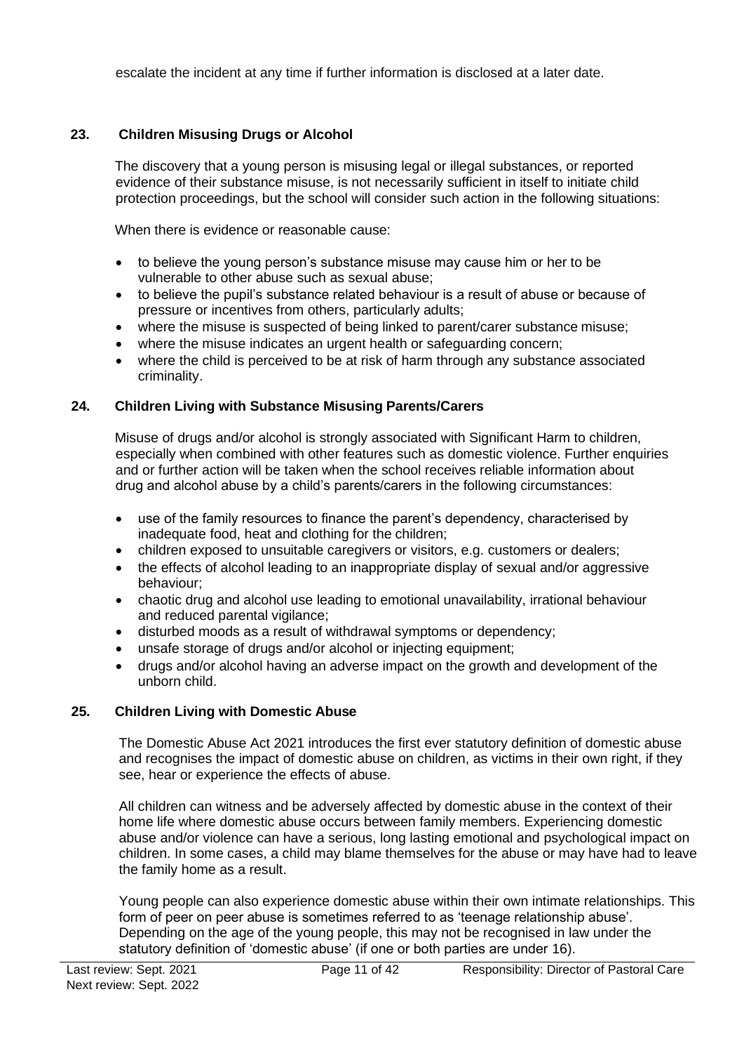escalate the incident at any time if further information is disclosed at a later date.

## 23. Children Misusing Drugs or Alcohol

The discovery that a young person is misusing legal or illegal substances, or reported evidence of their substance misuse, is not necessarily sufficient in itself to initiate child protection proceedings, but the school will consider such action in the following situations:

When there is evidence or reasonable cause:

- to believe the young person's substance misuse may cause him or her to be vulnerable to other abuse such as sexual abuse;
- to believe the pupil's substance related behaviour is a result of abuse or because of pressure or incentives from others, particularly adults;
- where the misuse is suspected of being linked to parent/carer substance misuse;
- where the misuse indicates an urgent health or safeguarding concern;
- where the child is perceived to be at risk of harm through any substance associated criminality.

## 24. Children Living with Substance Misusing Parents/Carers

Misuse of drugs and/or alcohol is strongly associated with Significant Harm to children, especially when combined with other features such as domestic violence. Further enquiries and or further action will be taken when the school receives reliable information about drug and alcohol abuse by a child's parents/carers in the following circumstances:

- use of the family resources to finance the parent's dependency, characterised by inadequate food, heat and clothing for the children;
- children exposed to unsuitable caregivers or visitors, e.g. customers or dealers;
- the effects of alcohol leading to an inappropriate display of sexual and/or aggressive behaviour;
- chaotic drug and alcohol use leading to emotional unavailability, irrational behaviour and reduced parental vigilance;
- disturbed moods as a result of withdrawal symptoms or dependency;
- unsafe storage of drugs and/or alcohol or injecting equipment;
- drugs and/or alcohol having an adverse impact on the growth and development of the unborn child.

## 25. Children Living with Domestic Abuse

The Domestic Abuse Act 2021 introduces the first ever statutory definition of domestic abuse and recognises the impact of domestic abuse on children, as victims in their own right, if they see, hear or experience the effects of abuse.

All children can witness and be adversely affected by domestic abuse in the context of their home life where domestic abuse occurs between family members. Experiencing domestic abuse and/or violence can have a serious, long lasting emotional and psychological impact on children. In some cases, a child may blame themselves for the abuse or may have had to leave the family home as a result.

Young people can also experience domestic abuse within their own intimate relationships. This form of peer on peer abuse is sometimes referred to as 'teenage relationship abuse'. Depending on the age of the young people, this may not be recognised in law under the statutory definition of 'domestic abuse' (if one or both parties are under 16).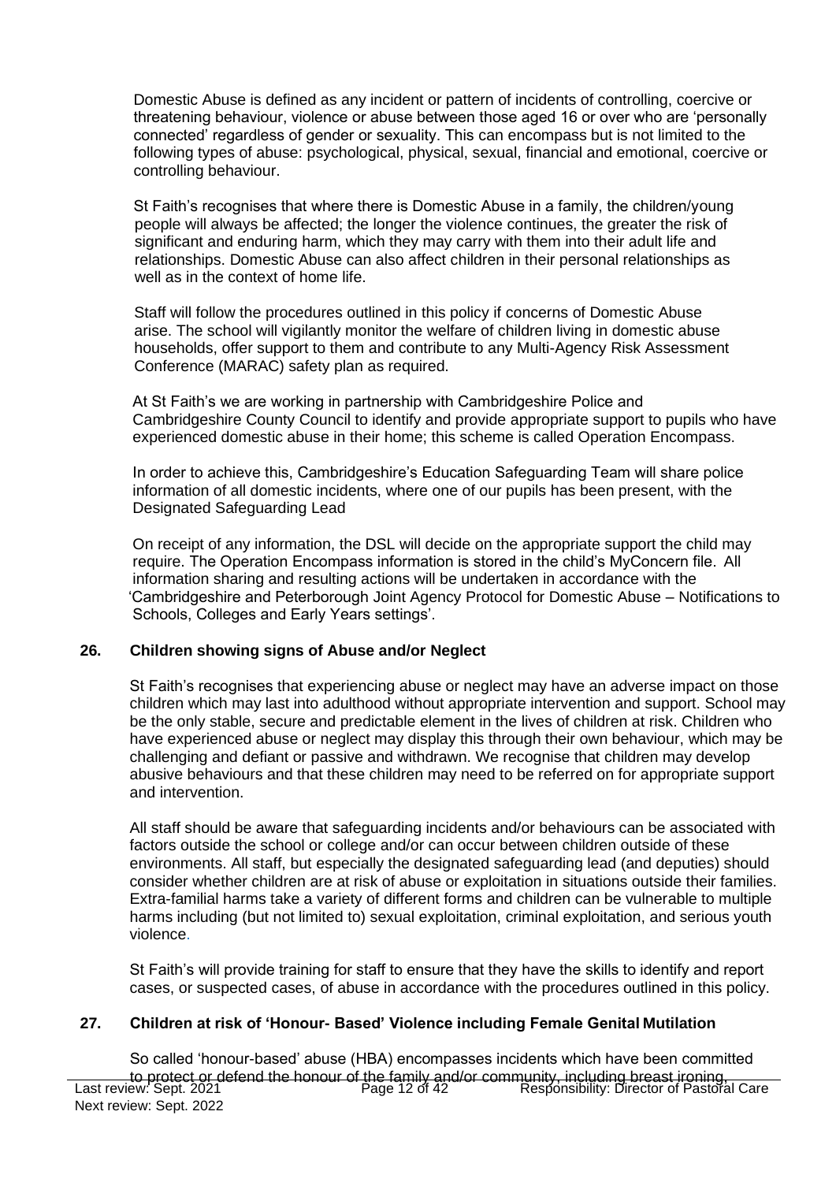Domestic Abuse is defined as any incident or pattern of incidents of controlling, coercive or threatening behaviour, violence or abuse between those aged 16 or over who are 'personally connected' regardless of gender or sexuality. This can encompass but is not limited to the following types of abuse: psychological, physical, sexual, financial and emotional, coercive or controlling behaviour.

St Faith's recognises that where there is Domestic Abuse in a family, the children/young people will always be affected; the longer the violence continues, the greater the risk of significant and enduring harm, which they may carry with them into their adult life and relationships. Domestic Abuse can also affect children in their personal relationships as well as in the context of home life.

Staff will follow the procedures outlined in this policy if concerns of Domestic Abuse arise. The school will vigilantly monitor the welfare of children living in domestic abuse households, offer support to them and contribute to any Multi-Agency Risk Assessment Conference (MARAC) safety plan as required.

At St Faith's we are working in partnership with Cambridgeshire Police and Cambridgeshire County Council to identify and provide appropriate support to pupils who have experienced domestic abuse in their home; this scheme is called Operation Encompass.

In order to achieve this, Cambridgeshire's Education Safeguarding Team will share police information of all domestic incidents, where one of our pupils has been present, with the Designated Safeguarding Lead

On receipt of any information, the DSL will decide on the appropriate support the child may require. The Operation Encompass information is stored in the child's MyConcern file. All information sharing and resulting actions will be undertaken in accordance with the 'Cambridgeshire and Peterborough Joint Agency Protocol for Domestic Abuse – Notifications to Schools, Colleges and Early Years settings'.

## 26. Children showing signs of Abuse and/or Neglect

St Faith's recognises that experiencing abuse or neglect may have an adverse impact on those children which may last into adulthood without appropriate intervention and support. School may be the only stable, secure and predictable element in the lives of children at risk. Children who have experienced abuse or neglect may display this through their own behaviour, which may be challenging and defiant or passive and withdrawn. We recognise that children may develop abusive behaviours and that these children may need to be referred on for appropriate support and intervention.

All staff should be aware that safeguarding incidents and/or behaviours can be associated with factors outside the school or college and/or can occur between children outside of these environments. All staff, but especially the designated safeguarding lead (and deputies) should consider whether children are at risk of abuse or exploitation in situations outside their families. Extra-familial harms take a variety of different forms and children can be vulnerable to multiple harms including (but not limited to) sexual exploitation, criminal exploitation, and serious youth violence.

St Faith's will provide training for staff to ensure that they have the skills to identify and report cases, or suspected cases, of abuse in accordance with the procedures outlined in this policy.

## 27. Children at risk of 'Honour- Based' Violence including Female Genital Mutilation

So called 'honour-based' abuse (HBA) encompasses incidents which have been committed to protect or defend the honour of the family and/or community, including breast ironing,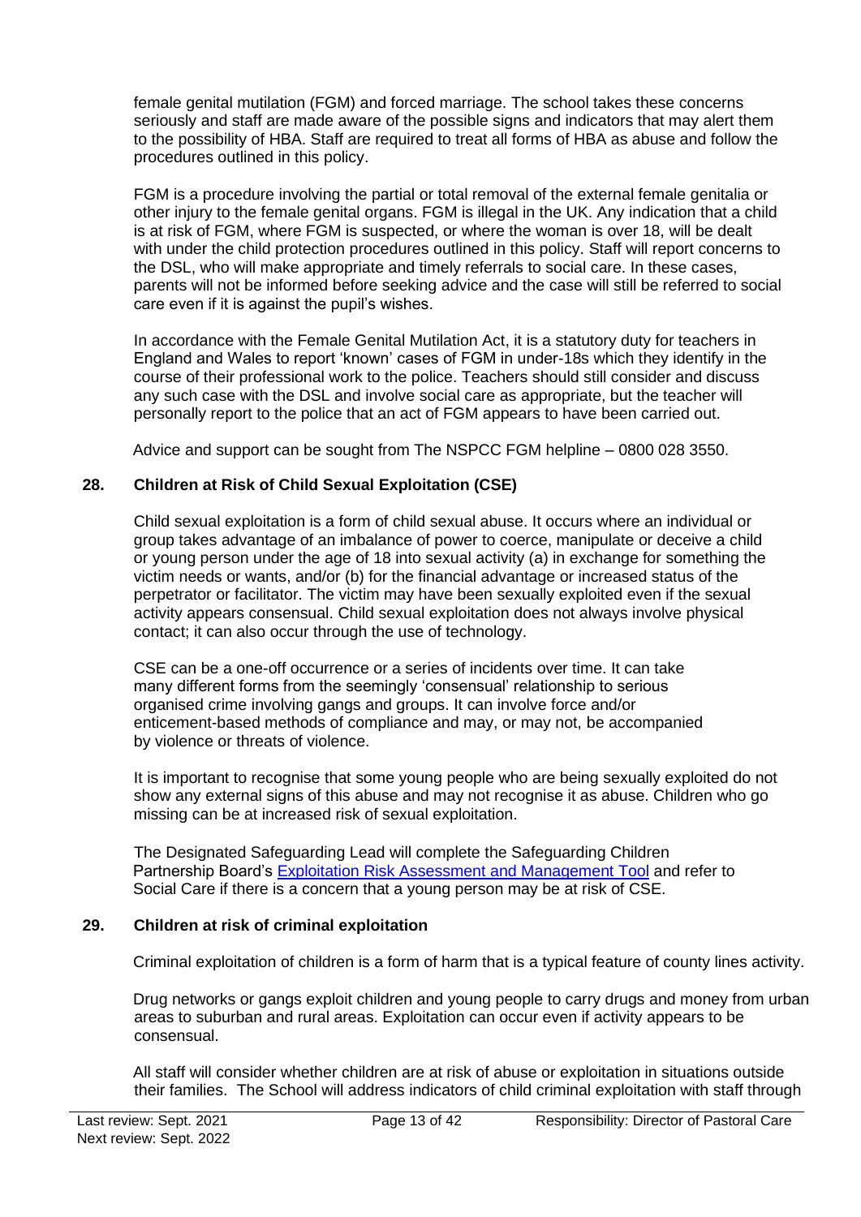female genital mutilation (FGM) and forced marriage. The school takes these concerns seriously and staff are made aware of the possible signs and indicators that may alert them to the possibility of HBA. Staff are required to treat all forms of HBA as abuse and follow the procedures outlined in this policy.

FGM is a procedure involving the partial or total removal of the external female genitalia or other injury to the female genital organs. FGM is illegal in the UK. Any indication that a child is at risk of FGM, where FGM is suspected, or where the woman is over 18, will be dealt with under the child protection procedures outlined in this policy. Staff will report concerns to the DSL, who will make appropriate and timely referrals to social care. In these cases, parents will not be informed before seeking advice and the case will still be referred to social care even if it is against the pupil's wishes.

In accordance with the Female Genital Mutilation Act, it is a statutory duty for teachers in England and Wales to report 'known' cases of FGM in under-18s which they identify in the course of their professional work to the police. Teachers should still consider and discuss any such case with the DSL and involve social care as appropriate, but the teacher will personally report to the police that an act of FGM appears to have been carried out.

Advice and support can be sought from The NSPCC FGM helpline – 0800 028 3550.

## 28. Children at Risk of Child Sexual Exploitation (CSE)

Child sexual exploitation is a form of child sexual abuse. It occurs where an individual or group takes advantage of an imbalance of power to coerce, manipulate or deceive a child or young person under the age of 18 into sexual activity (a) in exchange for something the victim needs or wants, and/or (b) for the financial advantage or increased status of the perpetrator or facilitator. The victim may have been sexually exploited even if the sexual activity appears consensual. Child sexual exploitation does not always involve physical contact; it can also occur through the use of technology.

CSE can be a one-off occurrence or a series of incidents over time. It can take many different forms from the seemingly 'consensual' relationship to serious organised crime involving gangs and groups. It can involve force and/or enticement-based methods of compliance and may, or may not, be accompanied by violence or threats of violence.

It is important to recognise that some young people who are being sexually exploited do not show any external signs of this abuse and may not recognise it as abuse. Children who go missing can be at increased risk of sexual exploitation.

The Designated Safeguarding Lead will complete the Safeguarding Children Partnership Board's Exploitation Risk Assessment and Management Tool and refer to Social Care if there is a concern that a young person may be at risk of CSE.

## 29. Children at risk of criminal exploitation

Criminal exploitation of children is a form of harm that is a typical feature of county lines activity.

Drug networks or gangs exploit children and young people to carry drugs and money from urban areas to suburban and rural areas. Exploitation can occur even if activity appears to be consensual.

All staff will consider whether children are at risk of abuse or exploitation in situations outside their families. The School will address indicators of child criminal exploitation with staff through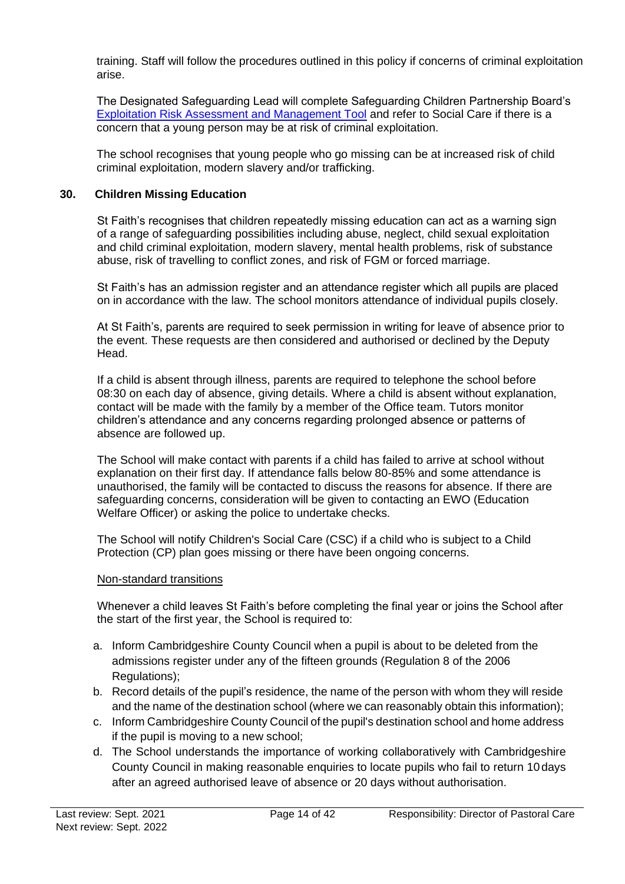training. Staff will follow the procedures outlined in this policy if concerns of criminal exploitation arise.

The Designated Safeguarding Lead will complete Safeguarding Children Partnership Board's [Exploitation Risk Assessment and Management Tool] and refer to Social Care if there is a concern that a young person may be at risk of criminal exploitation.

The school recognises that young people who go missing can be at increased risk of child criminal exploitation, modern slavery and/or trafficking.

## 30. Children Missing Education

St Faith's recognises that children repeatedly missing education can act as a warning sign of a range of safeguarding possibilities including abuse, neglect, child sexual exploitation and child criminal exploitation, modern slavery, mental health problems, risk of substance abuse, risk of travelling to conflict zones, and risk of FGM or forced marriage.

St Faith's has an admission register and an attendance register which all pupils are placed on in accordance with the law. The school monitors attendance of individual pupils closely.

At St Faith's, parents are required to seek permission in writing for leave of absence prior to the event. These requests are then considered and authorised or declined by the Deputy Head.

If a child is absent through illness, parents are required to telephone the school before 08:30 on each day of absence, giving details. Where a child is absent without explanation, contact will be made with the family by a member of the Office team. Tutors monitor children's attendance and any concerns regarding prolonged absence or patterns of absence are followed up.

The School will make contact with parents if a child has failed to arrive at school without explanation on their first day. If attendance falls below 80-85% and some attendance is unauthorised, the family will be contacted to discuss the reasons for absence. If there are safeguarding concerns, consideration will be given to contacting an EWO (Education Welfare Officer) or asking the police to undertake checks.

The School will notify Children's Social Care (CSC) if a child who is subject to a Child Protection (CP) plan goes missing or there have been ongoing concerns.

Non-standard transitions

Whenever a child leaves St Faith's before completing the final year or joins the School after the start of the first year, the School is required to:

a. Inform Cambridgeshire County Council when a pupil is about to be deleted from the admissions register under any of the fifteen grounds (Regulation 8 of the 2006 Regulations);
b. Record details of the pupil's residence, the name of the person with whom they will reside and the name of the destination school (where we can reasonably obtain this information);
c. Inform Cambridgeshire County Council of the pupil's destination school and home address if the pupil is moving to a new school;
d. The School understands the importance of working collaboratively with Cambridgeshire County Council in making reasonable enquiries to locate pupils who fail to return 10 days after an agreed authorised leave of absence or 20 days without authorisation.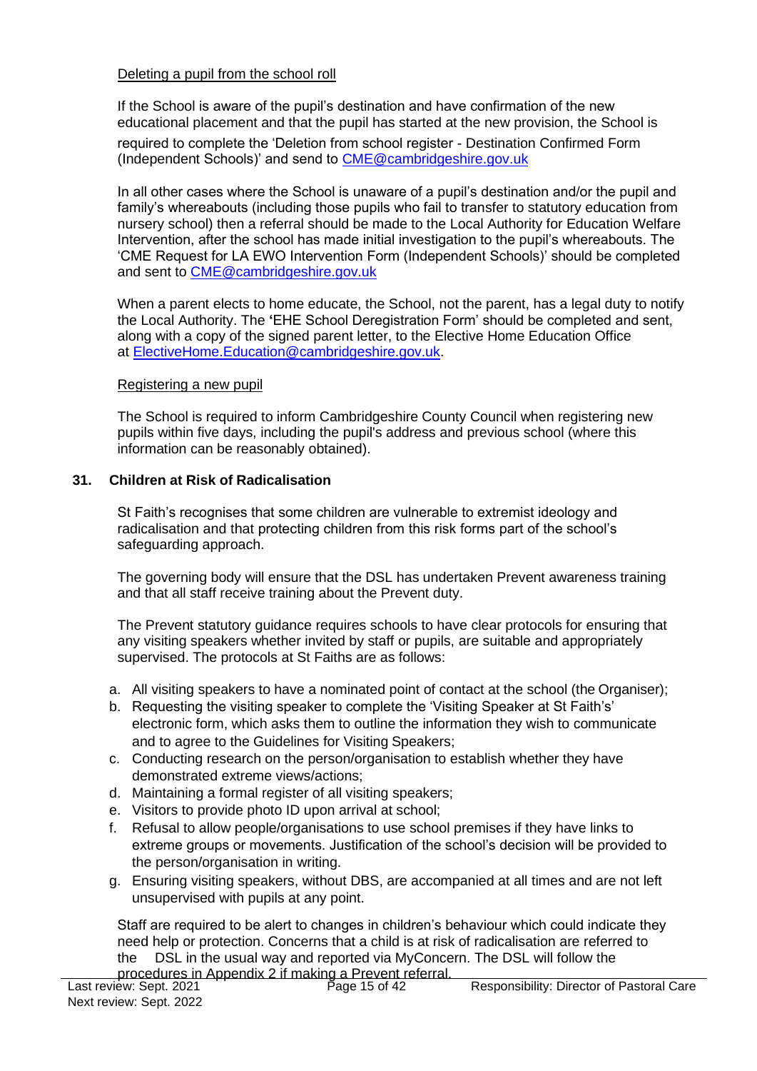Deleting a pupil from the school roll

If the School is aware of the pupil's destination and have confirmation of the new educational placement and that the pupil has started at the new provision, the School is required to complete the 'Deletion from school register - Destination Confirmed Form (Independent Schools)' and send to CME@cambridgeshire.gov.uk

In all other cases where the School is unaware of a pupil's destination and/or the pupil and family's whereabouts (including those pupils who fail to transfer to statutory education from nursery school) then a referral should be made to the Local Authority for Education Welfare Intervention, after the school has made initial investigation to the pupil's whereabouts. The 'CME Request for LA EWO Intervention Form (Independent Schools)' should be completed and sent to CME@cambridgeshire.gov.uk

When a parent elects to home educate, the School, not the parent, has a legal duty to notify the Local Authority. The 'EHE School Deregistration Form' should be completed and sent, along with a copy of the signed parent letter, to the Elective Home Education Office at ElectiveHome.Education@cambridgeshire.gov.uk.

Registering a new pupil

The School is required to inform Cambridgeshire County Council when registering new pupils within five days, including the pupil's address and previous school (where this information can be reasonably obtained).

## 31. Children at Risk of Radicalisation

St Faith's recognises that some children are vulnerable to extremist ideology and radicalisation and that protecting children from this risk forms part of the school's safeguarding approach.

The governing body will ensure that the DSL has undertaken Prevent awareness training and that all staff receive training about the Prevent duty.

The Prevent statutory guidance requires schools to have clear protocols for ensuring that any visiting speakers whether invited by staff or pupils, are suitable and appropriately supervised. The protocols at St Faiths are as follows:

a. All visiting speakers to have a nominated point of contact at the school (the Organiser);
b. Requesting the visiting speaker to complete the 'Visiting Speaker at St Faith's' electronic form, which asks them to outline the information they wish to communicate and to agree to the Guidelines for Visiting Speakers;
c. Conducting research on the person/organisation to establish whether they have demonstrated extreme views/actions;
d. Maintaining a formal register of all visiting speakers;
e. Visitors to provide photo ID upon arrival at school;
f. Refusal to allow people/organisations to use school premises if they have links to extreme groups or movements. Justification of the school's decision will be provided to the person/organisation in writing.
g. Ensuring visiting speakers, without DBS, are accompanied at all times and are not left unsupervised with pupils at any point.

Staff are required to be alert to changes in children's behaviour which could indicate they need help or protection. Concerns that a child is at risk of radicalisation are referred to the DSL in the usual way and reported via MyConcern. The DSL will follow the procedures in Appendix 2 if making a Prevent referral.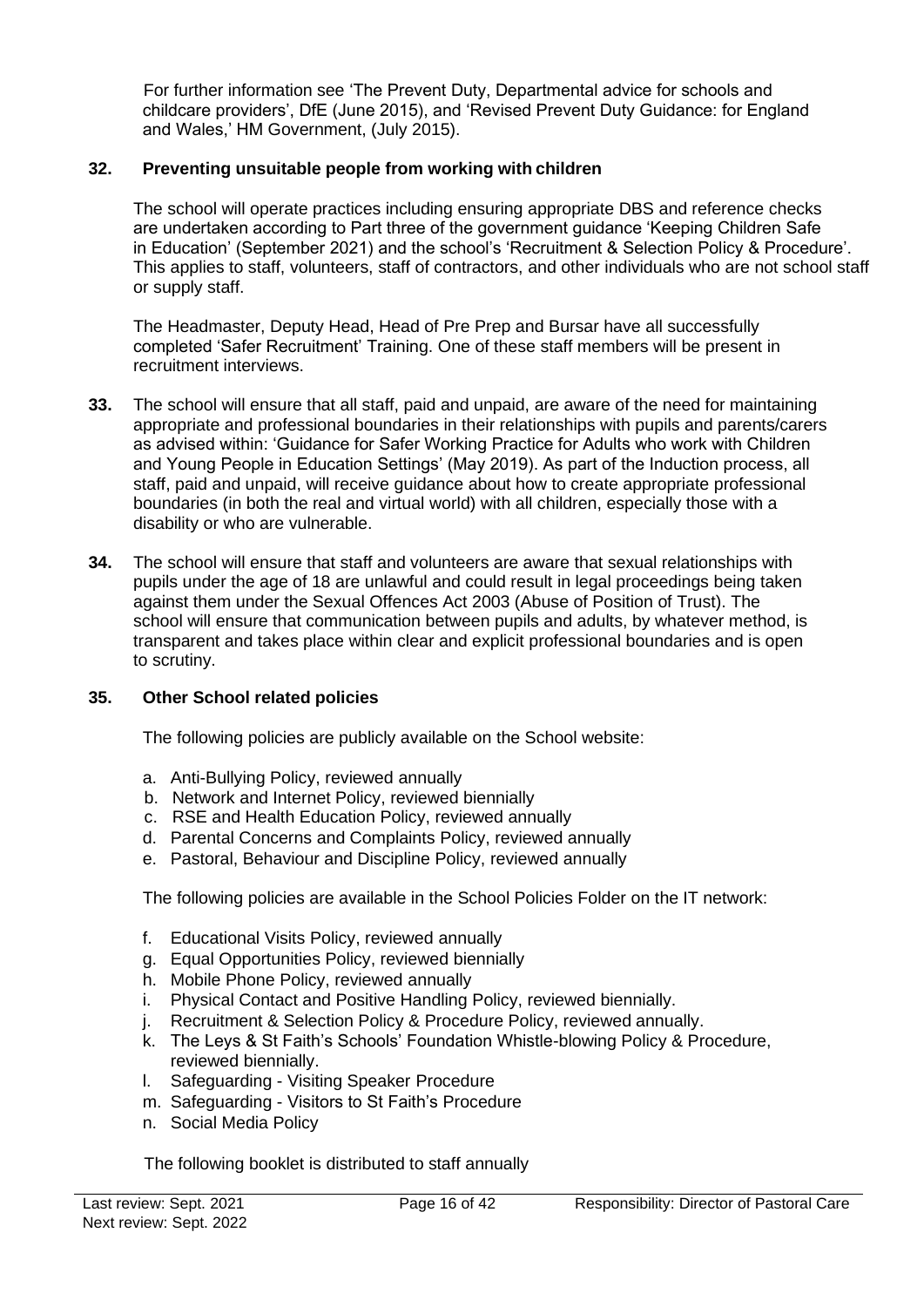For further information see 'The Prevent Duty, Departmental advice for schools and childcare providers', DfE (June 2015), and 'Revised Prevent Duty Guidance: for England and Wales,' HM Government, (July 2015).

**32. Preventing unsuitable people from working with children**

The school will operate practices including ensuring appropriate DBS and reference checks are undertaken according to Part three of the government guidance 'Keeping Children Safe in Education' (September 2021) and the school's 'Recruitment & Selection Policy & Procedure'. This applies to staff, volunteers, staff of contractors, and other individuals who are not school staff or supply staff.

The Headmaster, Deputy Head, Head of Pre Prep and Bursar have all successfully completed 'Safer Recruitment' Training. One of these staff members will be present in recruitment interviews.

**33.** The school will ensure that all staff, paid and unpaid, are aware of the need for maintaining appropriate and professional boundaries in their relationships with pupils and parents/carers as advised within: 'Guidance for Safer Working Practice for Adults who work with Children and Young People in Education Settings' (May 2019). As part of the Induction process, all staff, paid and unpaid, will receive guidance about how to create appropriate professional boundaries (in both the real and virtual world) with all children, especially those with a disability or who are vulnerable.

**34.** The school will ensure that staff and volunteers are aware that sexual relationships with pupils under the age of 18 are unlawful and could result in legal proceedings being taken against them under the Sexual Offences Act 2003 (Abuse of Position of Trust). The school will ensure that communication between pupils and adults, by whatever method, is transparent and takes place within clear and explicit professional boundaries and is open to scrutiny.

**35. Other School related policies**

The following policies are publicly available on the School website:

a. Anti-Bullying Policy, reviewed annually
b. Network and Internet Policy, reviewed biennially
c. RSE and Health Education Policy, reviewed annually
d. Parental Concerns and Complaints Policy, reviewed annually
e. Pastoral, Behaviour and Discipline Policy, reviewed annually

The following policies are available in the School Policies Folder on the IT network:

f. Educational Visits Policy, reviewed annually
g. Equal Opportunities Policy, reviewed biennially
h. Mobile Phone Policy, reviewed annually
i. Physical Contact and Positive Handling Policy, reviewed biennially.
j. Recruitment & Selection Policy & Procedure Policy, reviewed annually.
k. The Leys & St Faith's Schools' Foundation Whistle-blowing Policy & Procedure, reviewed biennially.
l. Safeguarding - Visiting Speaker Procedure
m. Safeguarding - Visitors to St Faith's Procedure
n. Social Media Policy

The following booklet is distributed to staff annually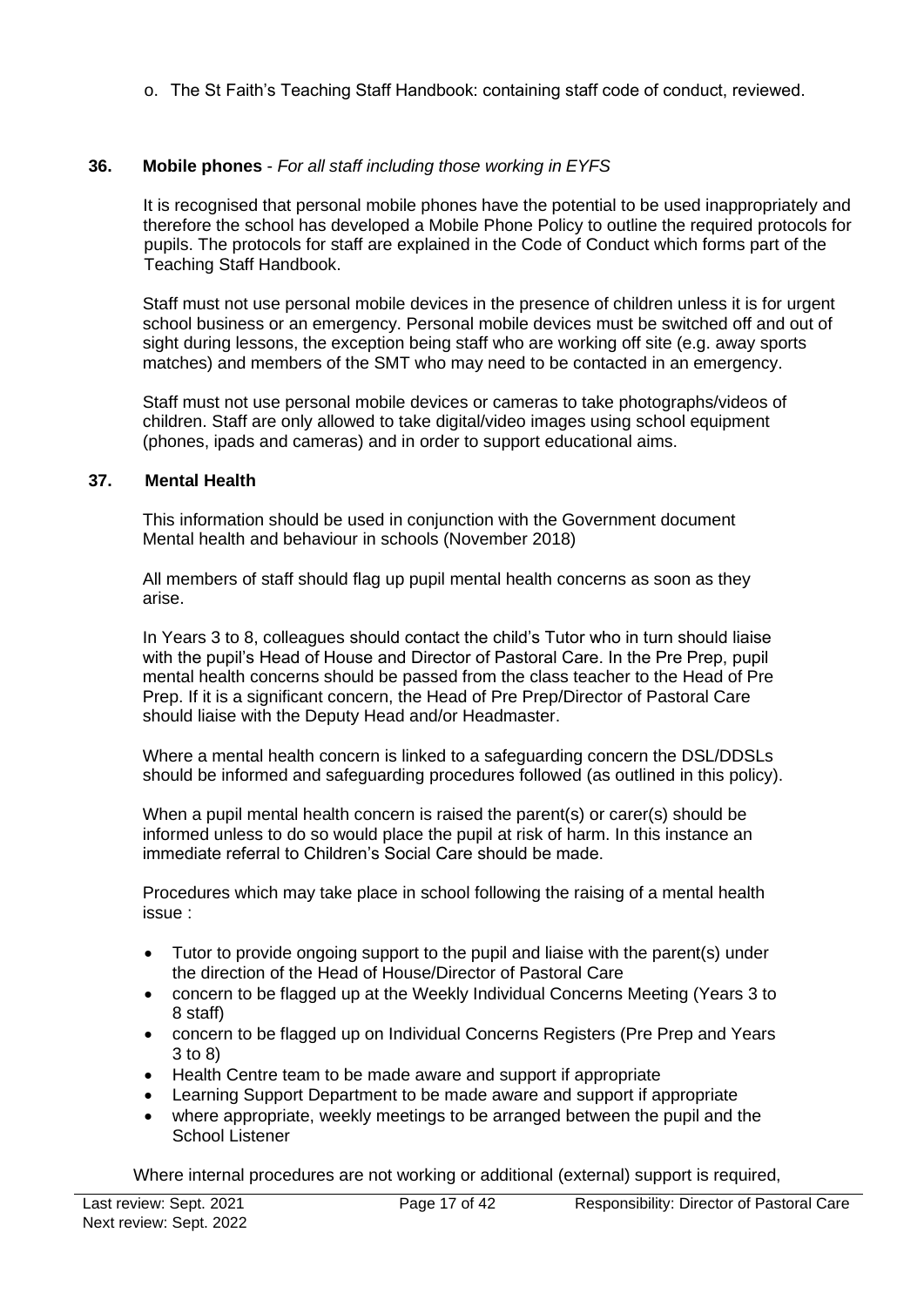o. The St Faith's Teaching Staff Handbook: containing staff code of conduct, reviewed.

## 36. Mobile phones - *For all staff including those working in EYFS*

It is recognised that personal mobile phones have the potential to be used inappropriately and therefore the school has developed a Mobile Phone Policy to outline the required protocols for pupils. The protocols for staff are explained in the Code of Conduct which forms part of the Teaching Staff Handbook.

Staff must not use personal mobile devices in the presence of children unless it is for urgent school business or an emergency. Personal mobile devices must be switched off and out of sight during lessons, the exception being staff who are working off site (e.g. away sports matches) and members of the SMT who may need to be contacted in an emergency.

Staff must not use personal mobile devices or cameras to take photographs/videos of children. Staff are only allowed to take digital/video images using school equipment (phones, ipads and cameras) and in order to support educational aims.

## 37. Mental Health

This information should be used in conjunction with the Government document Mental health and behaviour in schools (November 2018)

All members of staff should flag up pupil mental health concerns as soon as they arise.

In Years 3 to 8, colleagues should contact the child's Tutor who in turn should liaise with the pupil's Head of House and Director of Pastoral Care. In the Pre Prep, pupil mental health concerns should be passed from the class teacher to the Head of Pre Prep. If it is a significant concern, the Head of Pre Prep/Director of Pastoral Care should liaise with the Deputy Head and/or Headmaster.

Where a mental health concern is linked to a safeguarding concern the DSL/DDSLs should be informed and safeguarding procedures followed (as outlined in this policy).

When a pupil mental health concern is raised the parent(s) or carer(s) should be informed unless to do so would place the pupil at risk of harm. In this instance an immediate referral to Children's Social Care should be made.

Procedures which may take place in school following the raising of a mental health issue :

- Tutor to provide ongoing support to the pupil and liaise with the parent(s) under the direction of the Head of House/Director of Pastoral Care
- concern to be flagged up at the Weekly Individual Concerns Meeting (Years 3 to 8 staff)
- concern to be flagged up on Individual Concerns Registers (Pre Prep and Years 3 to 8)
- Health Centre team to be made aware and support if appropriate
- Learning Support Department to be made aware and support if appropriate
- where appropriate, weekly meetings to be arranged between the pupil and the School Listener

Where internal procedures are not working or additional (external) support is required,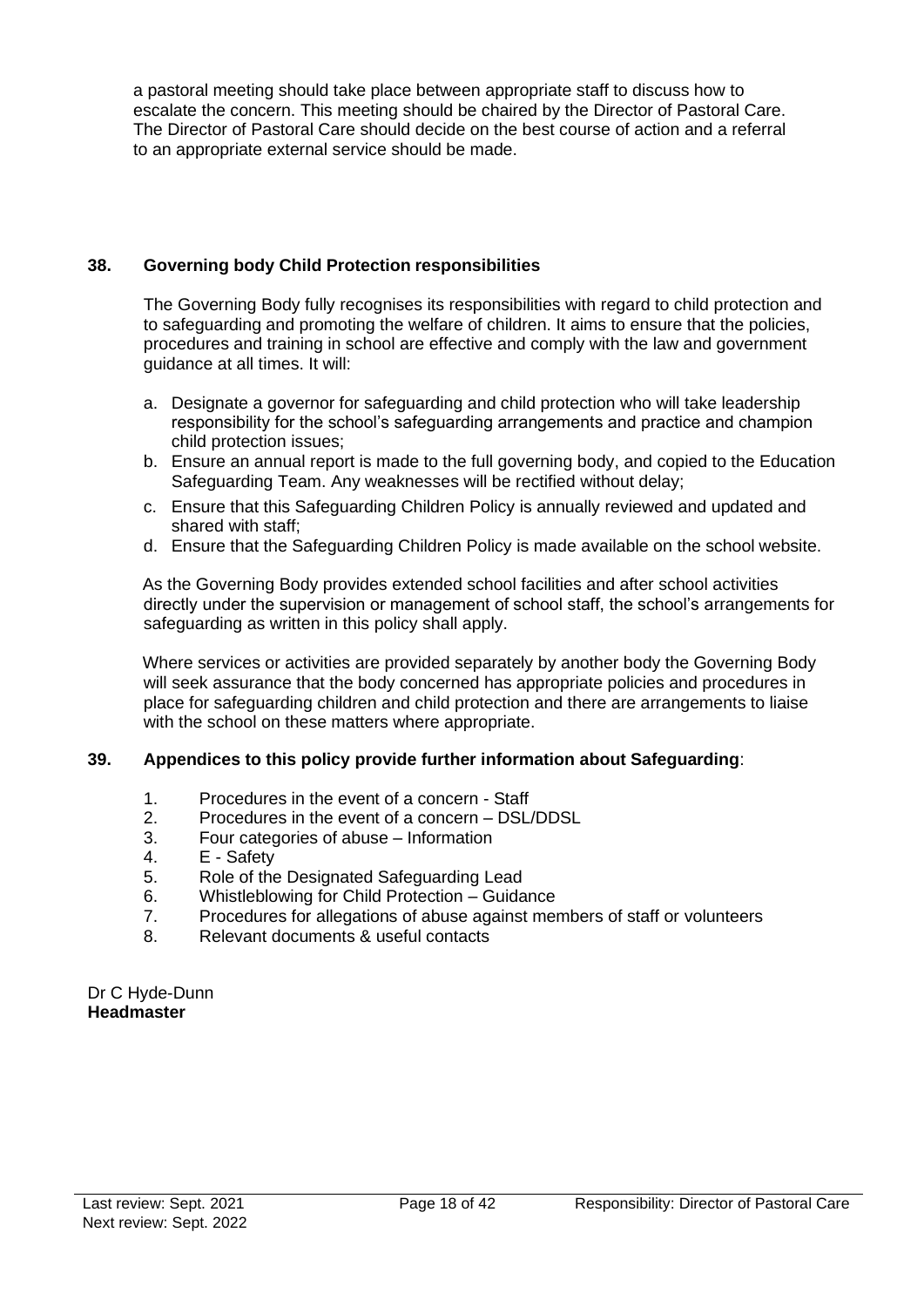a pastoral meeting should take place between appropriate staff to discuss how to escalate the concern. This meeting should be chaired by the Director of Pastoral Care. The Director of Pastoral Care should decide on the best course of action and a referral to an appropriate external service should be made.

## 38. Governing body Child Protection responsibilities

The Governing Body fully recognises its responsibilities with regard to child protection and to safeguarding and promoting the welfare of children. It aims to ensure that the policies, procedures and training in school are effective and comply with the law and government guidance at all times. It will:

a. Designate a governor for safeguarding and child protection who will take leadership responsibility for the school's safeguarding arrangements and practice and champion child protection issues;
b. Ensure an annual report is made to the full governing body, and copied to the Education Safeguarding Team. Any weaknesses will be rectified without delay;
c. Ensure that this Safeguarding Children Policy is annually reviewed and updated and shared with staff;
d. Ensure that the Safeguarding Children Policy is made available on the school website.

As the Governing Body provides extended school facilities and after school activities directly under the supervision or management of school staff, the school's arrangements for safeguarding as written in this policy shall apply.

Where services or activities are provided separately by another body the Governing Body will seek assurance that the body concerned has appropriate policies and procedures in place for safeguarding children and child protection and there are arrangements to liaise with the school on these matters where appropriate.

## 39. Appendices to this policy provide further information about Safeguarding:

1. Procedures in the event of a concern - Staff
2. Procedures in the event of a concern – DSL/DDSL
3. Four categories of abuse – Information
4. E - Safety
5. Role of the Designated Safeguarding Lead
6. Whistleblowing for Child Protection – Guidance
7. Procedures for allegations of abuse against members of staff or volunteers
8. Relevant documents & useful contacts

Dr C Hyde-Dunn
**Headmaster**

Last review: Sept. 2021
Next review: Sept. 2022

Responsibility: Director of Pastoral Care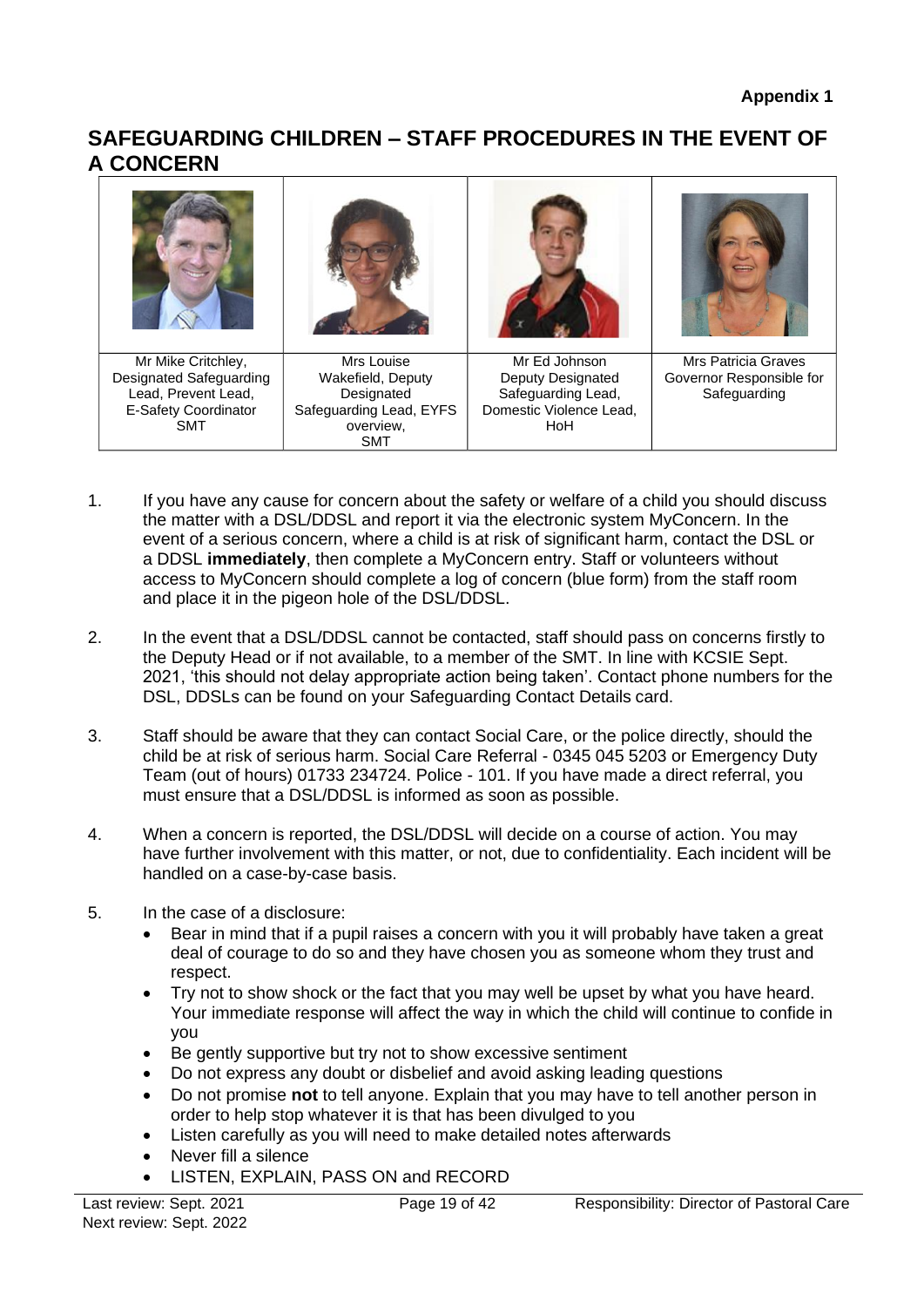**Appendix 1**

## SAFEGUARDING CHILDREN – STAFF PROCEDURES IN THE EVENT OF A CONCERN

| | | | |
|---|---|---|---|
| Mr Mike Critchley, Designated Safeguarding Lead, Prevent Lead, E-Safety Coordinator SMT | Mrs Louise Wakefield, Deputy Designated Safeguarding Lead, EYFS overview, SMT | Mr Ed Johnson Deputy Designated Safeguarding Lead, Domestic Violence Lead, HoH | Mrs Patricia Graves Governor Responsible for Safeguarding |

1. If you have any cause for concern about the safety or welfare of a child you should discuss the matter with a DSL/DDSL and report it via the electronic system MyConcern. In the event of a serious concern, where a child is at risk of significant harm, contact the DSL or a DDSL **immediately**, then complete a MyConcern entry. Staff or volunteers without access to MyConcern should complete a log of concern (blue form) from the staff room and place it in the pigeon hole of the DSL/DDSL.

2. In the event that a DSL/DDSL cannot be contacted, staff should pass on concerns firstly to the Deputy Head or if not available, to a member of the SMT. In line with KCSIE Sept. 2021, 'this should not delay appropriate action being taken'. Contact phone numbers for the DSL, DDSLs can be found on your Safeguarding Contact Details card.

3. Staff should be aware that they can contact Social Care, or the police directly, should the child be at risk of serious harm. Social Care Referral - 0345 045 5203 or Emergency Duty Team (out of hours) 01733 234724. Police - 101. If you have made a direct referral, you must ensure that a DSL/DDSL is informed as soon as possible.

4. When a concern is reported, the DSL/DDSL will decide on a course of action. You may have further involvement with this matter, or not, due to confidentiality. Each incident will be handled on a case-by-case basis.

5. In the case of a disclosure:
   - Bear in mind that if a pupil raises a concern with you it will probably have taken a great deal of courage to do so and they have chosen you as someone whom they trust and respect.
   - Try not to show shock or the fact that you may well be upset by what you have heard. Your immediate response will affect the way in which the child will continue to confide in you
   - Be gently supportive but try not to show excessive sentiment
   - Do not express any doubt or disbelief and avoid asking leading questions
   - Do not promise **not** to tell anyone. Explain that you may have to tell another person in order to help stop whatever it is that has been divulged to you
   - Listen carefully as you will need to make detailed notes afterwards
   - Never fill a silence
   - LISTEN, EXPLAIN, PASS ON and RECORD

Last review: Sept. 2021
Next review: Sept. 2022

Responsibility: Director of Pastoral Care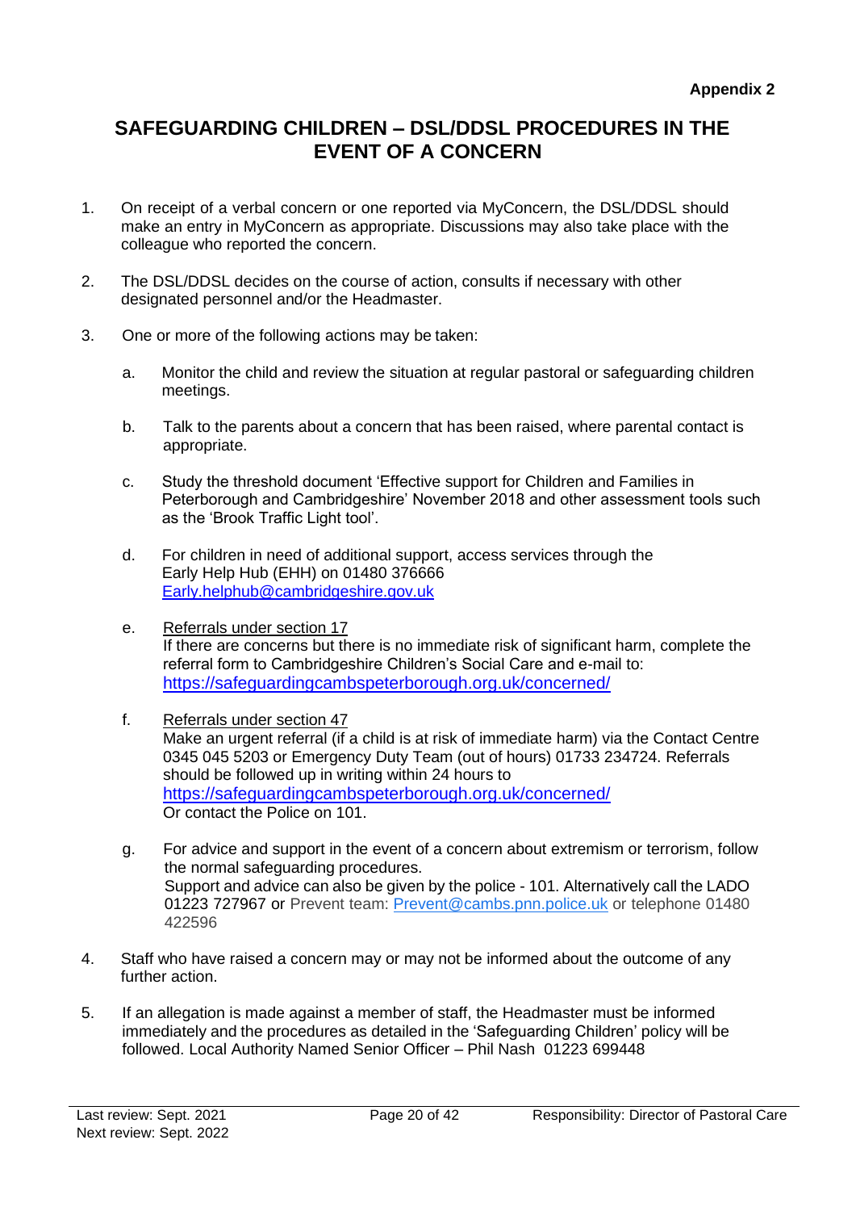**Appendix 2**

# SAFEGUARDING CHILDREN – DSL/DDSL PROCEDURES IN THE EVENT OF A CONCERN

1. On receipt of a verbal concern or one reported via MyConcern, the DSL/DDSL should make an entry in MyConcern as appropriate. Discussions may also take place with the colleague who reported the concern.

2. The DSL/DDSL decides on the course of action, consults if necessary with other designated personnel and/or the Headmaster.

3. One or more of the following actions may be taken:

   a. Monitor the child and review the situation at regular pastoral or safeguarding children meetings.

   b. Talk to the parents about a concern that has been raised, where parental contact is appropriate.

   c. Study the threshold document 'Effective support for Children and Families in Peterborough and Cambridgeshire' November 2018 and other assessment tools such as the 'Brook Traffic Light tool'.

   d. For children in need of additional support, access services through the Early Help Hub (EHH) on 01480 376666 [Early.helphub@cambridgeshire.gov.uk](mailto:Early.helphub@cambridgeshire.gov.uk)

   e. <u>Referrals under section 17</u>
   If there are concerns but there is no immediate risk of significant harm, complete the referral form to Cambridgeshire Children's Social Care and e-mail to: [https://safeguardingcambspeterborough.org.uk/concerned/](https://safeguardingcambspeterborough.org.uk/concerned/)

   f. <u>Referrals under section 47</u>
   Make an urgent referral (if a child is at risk of immediate harm) via the Contact Centre 0345 045 5203 or Emergency Duty Team (out of hours) 01733 234724. Referrals should be followed up in writing within 24 hours to [https://safeguardingcambspeterborough.org.uk/concerned/](https://safeguardingcambspeterborough.org.uk/concerned/)
   Or contact the Police on 101.

   g. For advice and support in the event of a concern about extremism or terrorism, follow the normal safeguarding procedures.
   Support and advice can also be given by the police - 101. Alternatively call the LADO 01223 727967 or Prevent team: [Prevent@cambs.pnn.police.uk](mailto:Prevent@cambs.pnn.police.uk) or telephone 01480 422596

4. Staff who have raised a concern may or may not be informed about the outcome of any further action.

5. If an allegation is made against a member of staff, the Headmaster must be informed immediately and the procedures as detailed in the 'Safeguarding Children' policy will be followed. Local Authority Named Senior Officer – Phil Nash 01223 699448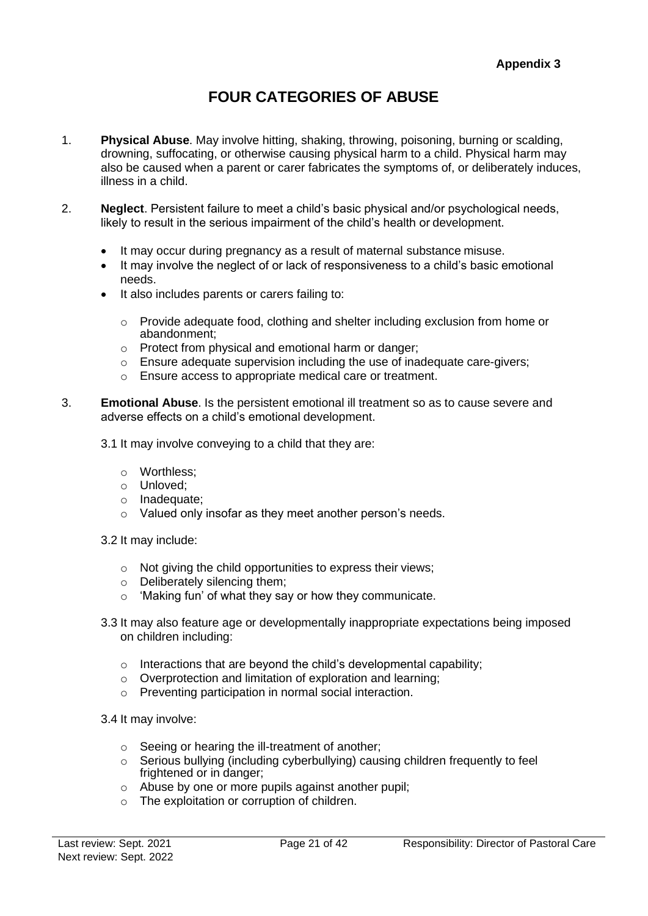**Appendix 3**

# FOUR CATEGORIES OF ABUSE

1. **Physical Abuse**. May involve hitting, shaking, throwing, poisoning, burning or scalding, drowning, suffocating, or otherwise causing physical harm to a child. Physical harm may also be caused when a parent or carer fabricates the symptoms of, or deliberately induces, illness in a child.

2. **Neglect**. Persistent failure to meet a child's basic physical and/or psychological needs, likely to result in the serious impairment of the child's health or development.

   - It may occur during pregnancy as a result of maternal substance misuse.
   - It may involve the neglect of or lack of responsiveness to a child's basic emotional needs.
   - It also includes parents or carers failing to:
     - Provide adequate food, clothing and shelter including exclusion from home or abandonment;
     - Protect from physical and emotional harm or danger;
     - Ensure adequate supervision including the use of inadequate care-givers;
     - Ensure access to appropriate medical care or treatment.

3. **Emotional Abuse**. Is the persistent emotional ill treatment so as to cause severe and adverse effects on a child's emotional development.

   3.1 It may involve conveying to a child that they are:

   - Worthless;
   - Unloved;
   - Inadequate;
   - Valued only insofar as they meet another person's needs.

   3.2 It may include:

   - Not giving the child opportunities to express their views;
   - Deliberately silencing them;
   - 'Making fun' of what they say or how they communicate.

   3.3 It may also feature age or developmentally inappropriate expectations being imposed on children including:

   - Interactions that are beyond the child's developmental capability;
   - Overprotection and limitation of exploration and learning;
   - Preventing participation in normal social interaction.

   3.4 It may involve:

   - Seeing or hearing the ill-treatment of another;
   - Serious bullying (including cyberbullying) causing children frequently to feel frightened or in danger;
   - Abuse by one or more pupils against another pupil;
   - The exploitation or corruption of children.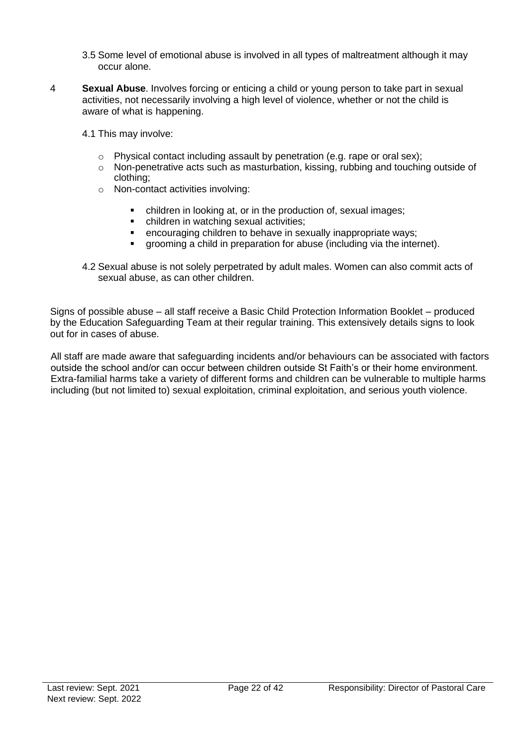3.5 Some level of emotional abuse is involved in all types of maltreatment although it may occur alone.

4 **Sexual Abuse**. Involves forcing or enticing a child or young person to take part in sexual activities, not necessarily involving a high level of violence, whether or not the child is aware of what is happening.

4.1 This may involve:

- Physical contact including assault by penetration (e.g. rape or oral sex);
- Non-penetrative acts such as masturbation, kissing, rubbing and touching outside of clothing;
- Non-contact activities involving:
  - children in looking at, or in the production of, sexual images;
  - children in watching sexual activities;
  - encouraging children to behave in sexually inappropriate ways;
  - grooming a child in preparation for abuse (including via the internet).

4.2 Sexual abuse is not solely perpetrated by adult males. Women can also commit acts of sexual abuse, as can other children.

Signs of possible abuse – all staff receive a Basic Child Protection Information Booklet – produced by the Education Safeguarding Team at their regular training. This extensively details signs to look out for in cases of abuse.

All staff are made aware that safeguarding incidents and/or behaviours can be associated with factors outside the school and/or can occur between children outside St Faith's or their home environment. Extra-familial harms take a variety of different forms and children can be vulnerable to multiple harms including (but not limited to) sexual exploitation, criminal exploitation, and serious youth violence.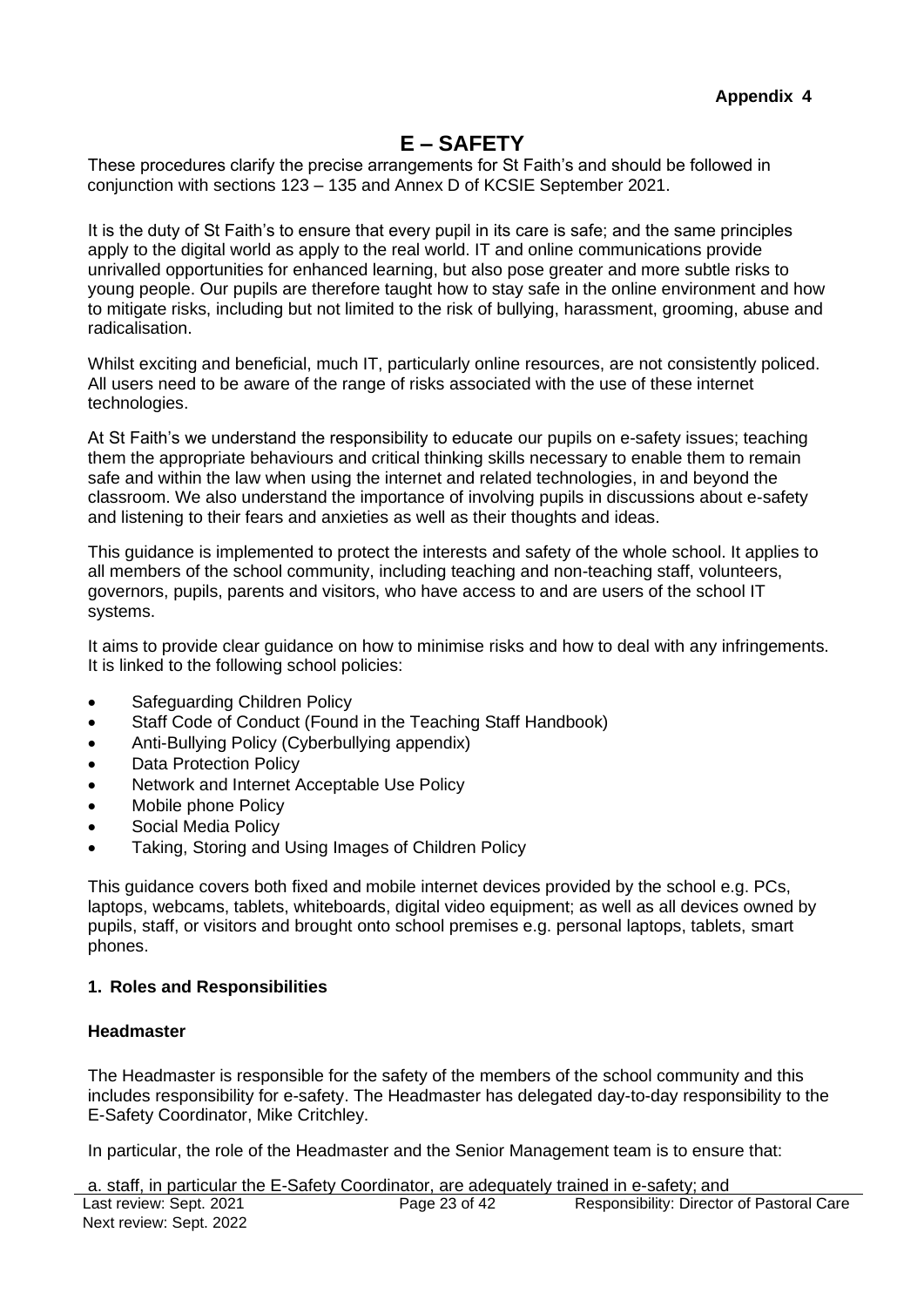**Appendix 4**

# E – SAFETY

These procedures clarify the precise arrangements for St Faith's and should be followed in conjunction with sections 123 – 135 and Annex D of KCSIE September 2021.

It is the duty of St Faith's to ensure that every pupil in its care is safe; and the same principles apply to the digital world as apply to the real world. IT and online communications provide unrivalled opportunities for enhanced learning, but also pose greater and more subtle risks to young people. Our pupils are therefore taught how to stay safe in the online environment and how to mitigate risks, including but not limited to the risk of bullying, harassment, grooming, abuse and radicalisation.

Whilst exciting and beneficial, much IT, particularly online resources, are not consistently policed. All users need to be aware of the range of risks associated with the use of these internet technologies.

At St Faith's we understand the responsibility to educate our pupils on e-safety issues; teaching them the appropriate behaviours and critical thinking skills necessary to enable them to remain safe and within the law when using the internet and related technologies, in and beyond the classroom. We also understand the importance of involving pupils in discussions about e-safety and listening to their fears and anxieties as well as their thoughts and ideas.

This guidance is implemented to protect the interests and safety of the whole school. It applies to all members of the school community, including teaching and non-teaching staff, volunteers, governors, pupils, parents and visitors, who have access to and are users of the school IT systems.

It aims to provide clear guidance on how to minimise risks and how to deal with any infringements. It is linked to the following school policies:

- Safeguarding Children Policy
- Staff Code of Conduct (Found in the Teaching Staff Handbook)
- Anti-Bullying Policy (Cyberbullying appendix)
- Data Protection Policy
- Network and Internet Acceptable Use Policy
- Mobile phone Policy
- Social Media Policy
- Taking, Storing and Using Images of Children Policy

This guidance covers both fixed and mobile internet devices provided by the school e.g. PCs, laptops, webcams, tablets, whiteboards, digital video equipment; as well as all devices owned by pupils, staff, or visitors and brought onto school premises e.g. personal laptops, tablets, smart phones.

## 1. Roles and Responsibilities

### Headmaster

The Headmaster is responsible for the safety of the members of the school community and this includes responsibility for e-safety. The Headmaster has delegated day-to-day responsibility to the E-Safety Coordinator, Mike Critchley.

In particular, the role of the Headmaster and the Senior Management team is to ensure that:

a. staff, in particular the E-Safety Coordinator, are adequately trained in e-safety; and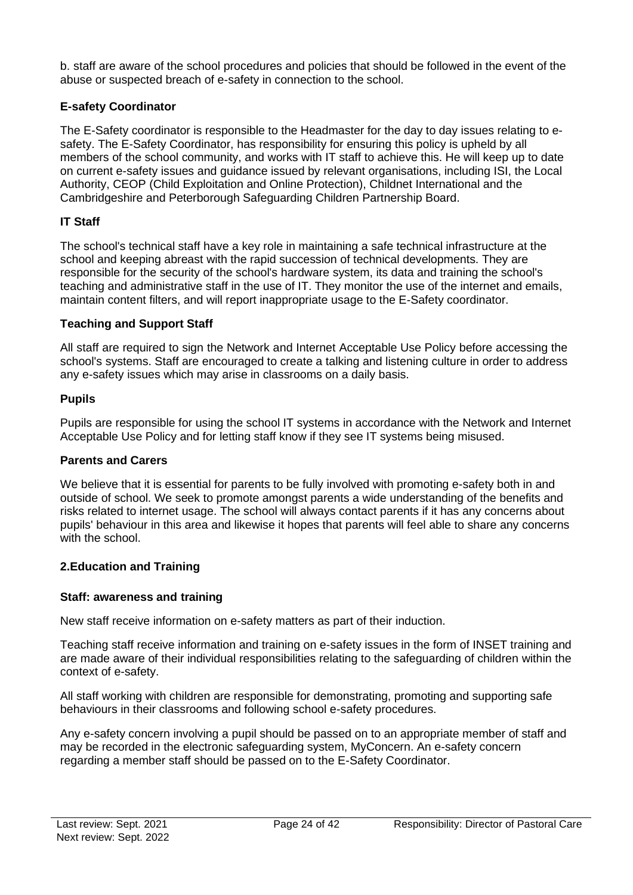b. staff are aware of the school procedures and policies that should be followed in the event of the abuse or suspected breach of e-safety in connection to the school.

**E-safety Coordinator**

The E-Safety coordinator is responsible to the Headmaster for the day to day issues relating to e-safety. The E-Safety Coordinator, has responsibility for ensuring this policy is upheld by all members of the school community, and works with IT staff to achieve this. He will keep up to date on current e-safety issues and guidance issued by relevant organisations, including ISI, the Local Authority, CEOP (Child Exploitation and Online Protection), Childnet International and the Cambridgeshire and Peterborough Safeguarding Children Partnership Board.

**IT Staff**

The school's technical staff have a key role in maintaining a safe technical infrastructure at the school and keeping abreast with the rapid succession of technical developments. They are responsible for the security of the school's hardware system, its data and training the school's teaching and administrative staff in the use of IT. They monitor the use of the internet and emails, maintain content filters, and will report inappropriate usage to the E-Safety coordinator.

**Teaching and Support Staff**

All staff are required to sign the Network and Internet Acceptable Use Policy before accessing the school's systems. Staff are encouraged to create a talking and listening culture in order to address any e-safety issues which may arise in classrooms on a daily basis.

**Pupils**

Pupils are responsible for using the school IT systems in accordance with the Network and Internet Acceptable Use Policy and for letting staff know if they see IT systems being misused.

**Parents and Carers**

We believe that it is essential for parents to be fully involved with promoting e-safety both in and outside of school. We seek to promote amongst parents a wide understanding of the benefits and risks related to internet usage. The school will always contact parents if it has any concerns about pupils' behaviour in this area and likewise it hopes that parents will feel able to share any concerns with the school.

**2.Education and Training**

**Staff: awareness and training**

New staff receive information on e-safety matters as part of their induction.

Teaching staff receive information and training on e-safety issues in the form of INSET training and are made aware of their individual responsibilities relating to the safeguarding of children within the context of e-safety.

All staff working with children are responsible for demonstrating, promoting and supporting safe behaviours in their classrooms and following school e-safety procedures.

Any e-safety concern involving a pupil should be passed on to an appropriate member of staff and may be recorded in the electronic safeguarding system, MyConcern. An e-safety concern regarding a member staff should be passed on to the E-Safety Coordinator.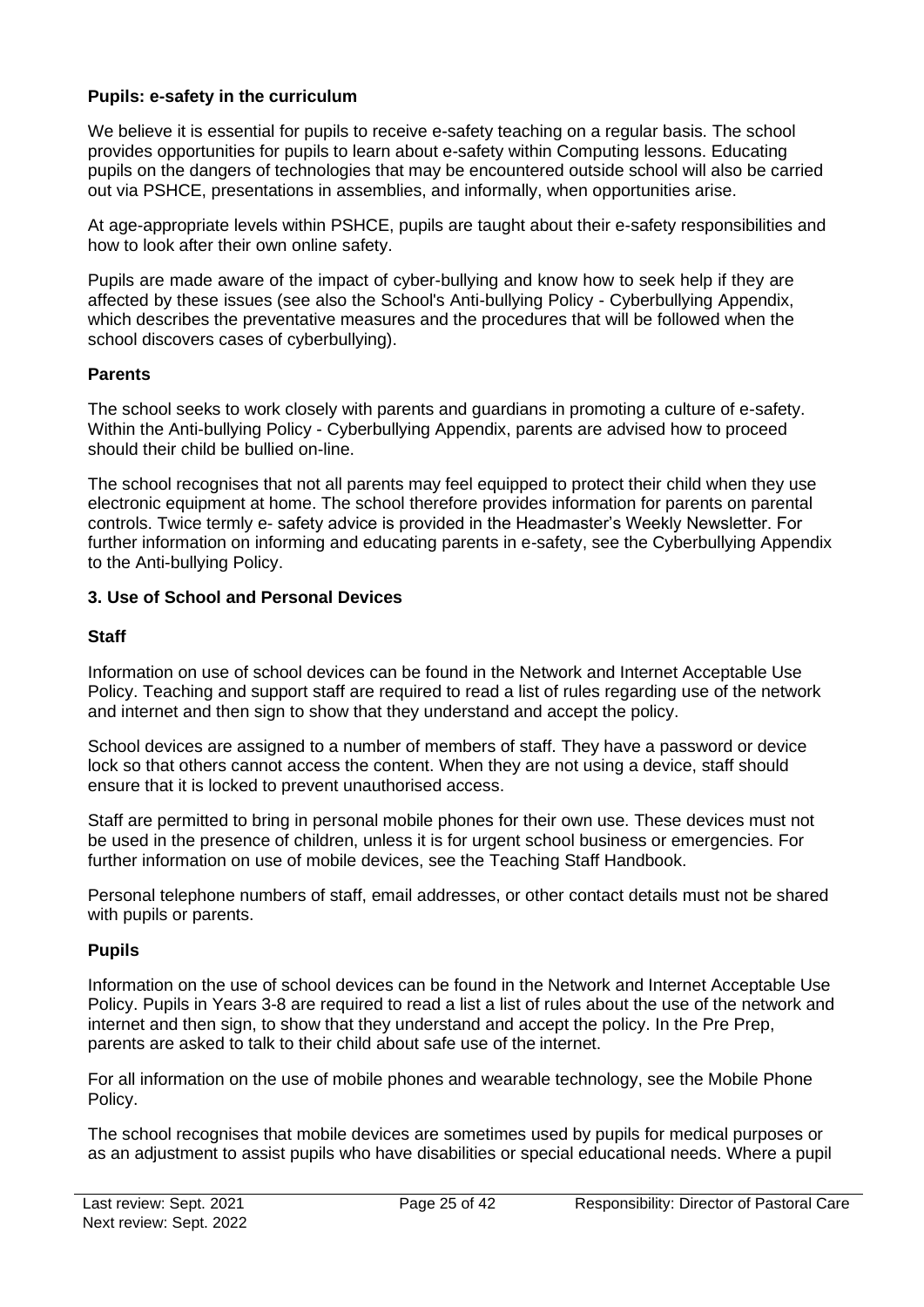**Pupils: e-safety in the curriculum**

We believe it is essential for pupils to receive e-safety teaching on a regular basis. The school provides opportunities for pupils to learn about e-safety within Computing lessons. Educating pupils on the dangers of technologies that may be encountered outside school will also be carried out via PSHCE, presentations in assemblies, and informally, when opportunities arise.

At age-appropriate levels within PSHCE, pupils are taught about their e-safety responsibilities and how to look after their own online safety.

Pupils are made aware of the impact of cyber-bullying and know how to seek help if they are affected by these issues (see also the School's Anti-bullying Policy - Cyberbullying Appendix, which describes the preventative measures and the procedures that will be followed when the school discovers cases of cyberbullying).

**Parents**

The school seeks to work closely with parents and guardians in promoting a culture of e-safety. Within the Anti-bullying Policy - Cyberbullying Appendix, parents are advised how to proceed should their child be bullied on-line.

The school recognises that not all parents may feel equipped to protect their child when they use electronic equipment at home. The school therefore provides information for parents on parental controls. Twice termly e- safety advice is provided in the Headmaster's Weekly Newsletter. For further information on informing and educating parents in e-safety, see the Cyberbullying Appendix to the Anti-bullying Policy.

## 3. Use of School and Personal Devices

**Staff**

Information on use of school devices can be found in the Network and Internet Acceptable Use Policy. Teaching and support staff are required to read a list of rules regarding use of the network and internet and then sign to show that they understand and accept the policy.

School devices are assigned to a number of members of staff. They have a password or device lock so that others cannot access the content. When they are not using a device, staff should ensure that it is locked to prevent unauthorised access.

Staff are permitted to bring in personal mobile phones for their own use. These devices must not be used in the presence of children, unless it is for urgent school business or emergencies. For further information on use of mobile devices, see the Teaching Staff Handbook.

Personal telephone numbers of staff, email addresses, or other contact details must not be shared with pupils or parents.

**Pupils**

Information on the use of school devices can be found in the Network and Internet Acceptable Use Policy. Pupils in Years 3-8 are required to read a list a list of rules about the use of the network and internet and then sign, to show that they understand and accept the policy. In the Pre Prep, parents are asked to talk to their child about safe use of the internet.

For all information on the use of mobile phones and wearable technology, see the Mobile Phone Policy.

The school recognises that mobile devices are sometimes used by pupils for medical purposes or as an adjustment to assist pupils who have disabilities or special educational needs. Where a pupil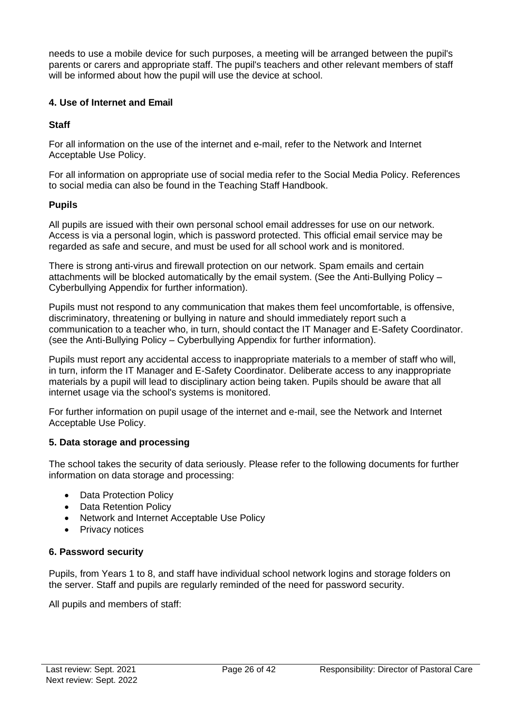needs to use a mobile device for such purposes, a meeting will be arranged between the pupil's parents or carers and appropriate staff. The pupil's teachers and other relevant members of staff will be informed about how the pupil will use the device at school.

### 4. Use of Internet and Email

#### Staff

For all information on the use of the internet and e-mail, refer to the Network and Internet Acceptable Use Policy.

For all information on appropriate use of social media refer to the Social Media Policy. References to social media can also be found in the Teaching Staff Handbook.

#### Pupils

All pupils are issued with their own personal school email addresses for use on our network. Access is via a personal login, which is password protected. This official email service may be regarded as safe and secure, and must be used for all school work and is monitored.

There is strong anti-virus and firewall protection on our network. Spam emails and certain attachments will be blocked automatically by the email system. (See the Anti-Bullying Policy – Cyberbullying Appendix for further information).

Pupils must not respond to any communication that makes them feel uncomfortable, is offensive, discriminatory, threatening or bullying in nature and should immediately report such a communication to a teacher who, in turn, should contact the IT Manager and E-Safety Coordinator. (see the Anti-Bullying Policy – Cyberbullying Appendix for further information).

Pupils must report any accidental access to inappropriate materials to a member of staff who will, in turn, inform the IT Manager and E-Safety Coordinator. Deliberate access to any inappropriate materials by a pupil will lead to disciplinary action being taken. Pupils should be aware that all internet usage via the school's systems is monitored.

For further information on pupil usage of the internet and e-mail, see the Network and Internet Acceptable Use Policy.

### 5. Data storage and processing

The school takes the security of data seriously. Please refer to the following documents for further information on data storage and processing:

- Data Protection Policy
- Data Retention Policy
- Network and Internet Acceptable Use Policy
- Privacy notices

### 6. Password security

Pupils, from Years 1 to 8, and staff have individual school network logins and storage folders on the server. Staff and pupils are regularly reminded of the need for password security.

All pupils and members of staff: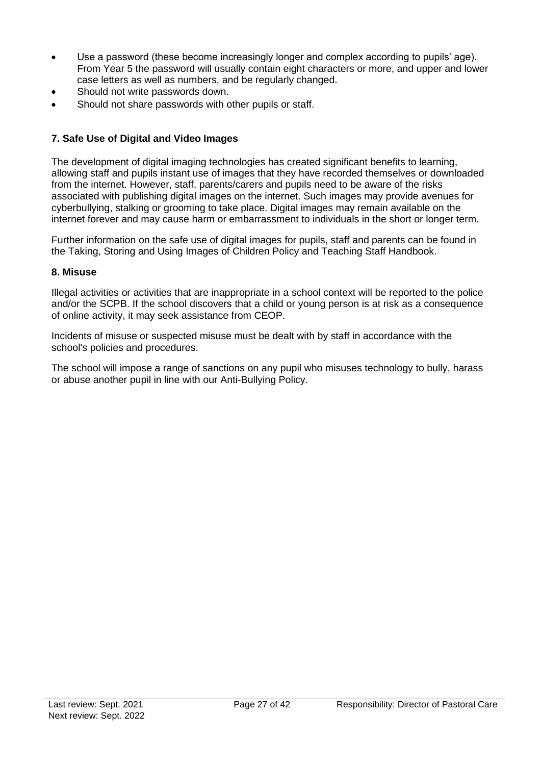- Use a password (these become increasingly longer and complex according to pupils' age). From Year 5 the password will usually contain eight characters or more, and upper and lower case letters as well as numbers, and be regularly changed.
- Should not write passwords down.
- Should not share passwords with other pupils or staff.

### 7. Safe Use of Digital and Video Images

The development of digital imaging technologies has created significant benefits to learning, allowing staff and pupils instant use of images that they have recorded themselves or downloaded from the internet. However, staff, parents/carers and pupils need to be aware of the risks associated with publishing digital images on the internet. Such images may provide avenues for cyberbullying, stalking or grooming to take place. Digital images may remain available on the internet forever and may cause harm or embarrassment to individuals in the short or longer term.

Further information on the safe use of digital images for pupils, staff and parents can be found in the Taking, Storing and Using Images of Children Policy and Teaching Staff Handbook.

### 8. Misuse

Illegal activities or activities that are inappropriate in a school context will be reported to the police and/or the SCPB. If the school discovers that a child or young person is at risk as a consequence of online activity, it may seek assistance from CEOP.

Incidents of misuse or suspected misuse must be dealt with by staff in accordance with the school's policies and procedures.

The school will impose a range of sanctions on any pupil who misuses technology to bully, harass or abuse another pupil in line with our Anti-Bullying Policy.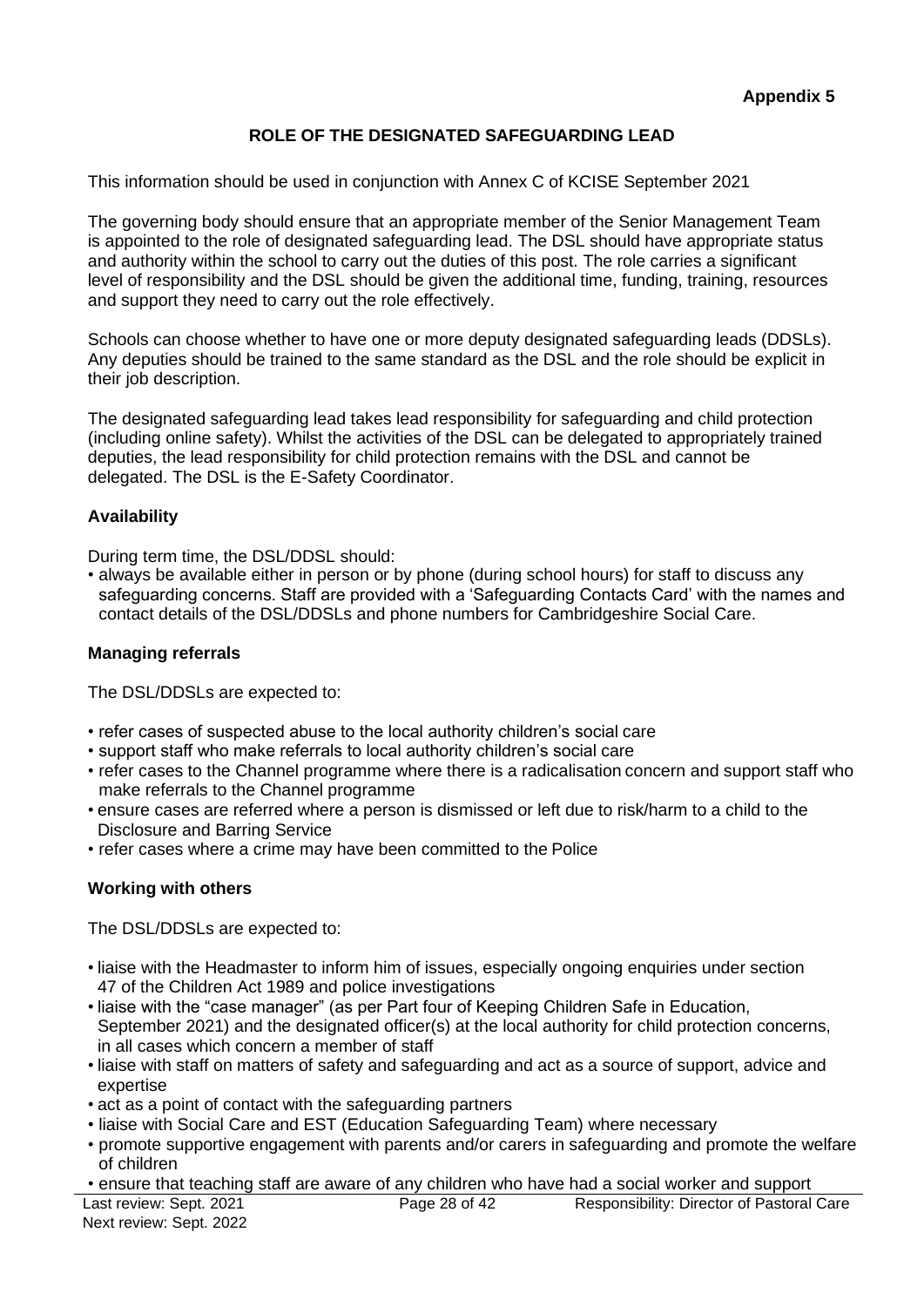**Appendix 5**

## ROLE OF THE DESIGNATED SAFEGUARDING LEAD

This information should be used in conjunction with Annex C of KCISE September 2021

The governing body should ensure that an appropriate member of the Senior Management Team is appointed to the role of designated safeguarding lead. The DSL should have appropriate status and authority within the school to carry out the duties of this post. The role carries a significant level of responsibility and the DSL should be given the additional time, funding, training, resources and support they need to carry out the role effectively.

Schools can choose whether to have one or more deputy designated safeguarding leads (DDSLs). Any deputies should be trained to the same standard as the DSL and the role should be explicit in their job description.

The designated safeguarding lead takes lead responsibility for safeguarding and child protection (including online safety). Whilst the activities of the DSL can be delegated to appropriately trained deputies, the lead responsibility for child protection remains with the DSL and cannot be delegated. The DSL is the E-Safety Coordinator.

### Availability

During term time, the DSL/DDSL should:

- always be available either in person or by phone (during school hours) for staff to discuss any safeguarding concerns. Staff are provided with a 'Safeguarding Contacts Card' with the names and contact details of the DSL/DDSLs and phone numbers for Cambridgeshire Social Care.

### Managing referrals

The DSL/DDSLs are expected to:

- refer cases of suspected abuse to the local authority children's social care
- support staff who make referrals to local authority children's social care
- refer cases to the Channel programme where there is a radicalisation concern and support staff who make referrals to the Channel programme
- ensure cases are referred where a person is dismissed or left due to risk/harm to a child to the Disclosure and Barring Service
- refer cases where a crime may have been committed to the Police

### Working with others

The DSL/DDSLs are expected to:

- liaise with the Headmaster to inform him of issues, especially ongoing enquiries under section 47 of the Children Act 1989 and police investigations
- liaise with the "case manager" (as per Part four of Keeping Children Safe in Education, September 2021) and the designated officer(s) at the local authority for child protection concerns, in all cases which concern a member of staff
- liaise with staff on matters of safety and safeguarding and act as a source of support, advice and expertise
- act as a point of contact with the safeguarding partners
- liaise with Social Care and EST (Education Safeguarding Team) where necessary
- promote supportive engagement with parents and/or carers in safeguarding and promote the welfare of children
- ensure that teaching staff are aware of any children who have had a social worker and support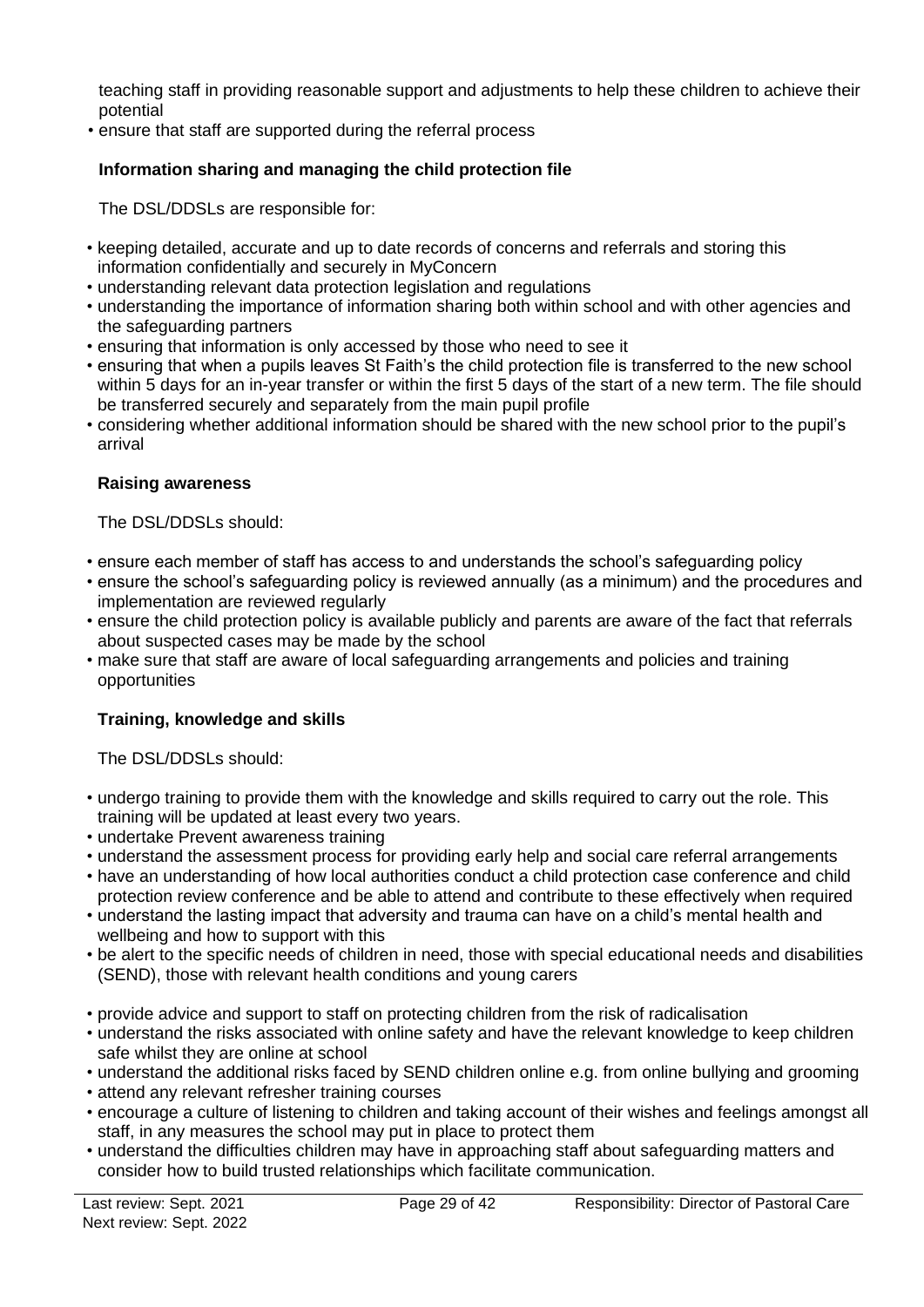teaching staff in providing reasonable support and adjustments to help these children to achieve their potential
- ensure that staff are supported during the referral process

**Information sharing and managing the child protection file**

The DSL/DDSLs are responsible for:

- keeping detailed, accurate and up to date records of concerns and referrals and storing this information confidentially and securely in MyConcern
- understanding relevant data protection legislation and regulations
- understanding the importance of information sharing both within school and with other agencies and the safeguarding partners
- ensuring that information is only accessed by those who need to see it
- ensuring that when a pupils leaves St Faith's the child protection file is transferred to the new school within 5 days for an in-year transfer or within the first 5 days of the start of a new term. The file should be transferred securely and separately from the main pupil profile
- considering whether additional information should be shared with the new school prior to the pupil's arrival

**Raising awareness**

The DSL/DDSLs should:

- ensure each member of staff has access to and understands the school's safeguarding policy
- ensure the school's safeguarding policy is reviewed annually (as a minimum) and the procedures and implementation are reviewed regularly
- ensure the child protection policy is available publicly and parents are aware of the fact that referrals about suspected cases may be made by the school
- make sure that staff are aware of local safeguarding arrangements and policies and training opportunities

**Training, knowledge and skills**

The DSL/DDSLs should:

- undergo training to provide them with the knowledge and skills required to carry out the role. This training will be updated at least every two years.
- undertake Prevent awareness training
- understand the assessment process for providing early help and social care referral arrangements
- have an understanding of how local authorities conduct a child protection case conference and child protection review conference and be able to attend and contribute to these effectively when required
- understand the lasting impact that adversity and trauma can have on a child's mental health and wellbeing and how to support with this
- be alert to the specific needs of children in need, those with special educational needs and disabilities (SEND), those with relevant health conditions and young carers
- provide advice and support to staff on protecting children from the risk of radicalisation
- understand the risks associated with online safety and have the relevant knowledge to keep children safe whilst they are online at school
- understand the additional risks faced by SEND children online e.g. from online bullying and grooming
- attend any relevant refresher training courses
- encourage a culture of listening to children and taking account of their wishes and feelings amongst all staff, in any measures the school may put in place to protect them
- understand the difficulties children may have in approaching staff about safeguarding matters and consider how to build trusted relationships which facilitate communication.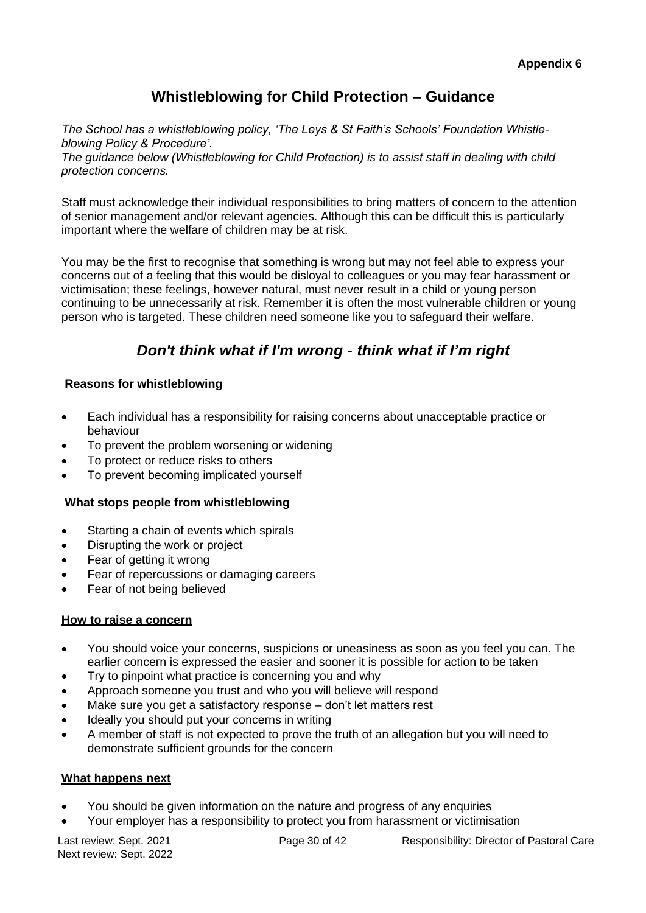**Appendix 6**

# Whistleblowing for Child Protection – Guidance

*The School has a whistleblowing policy, 'The Leys & St Faith's Schools' Foundation Whistle-blowing Policy & Procedure'.*
*The guidance below (Whistleblowing for Child Protection) is to assist staff in dealing with child protection concerns.*

Staff must acknowledge their individual responsibilities to bring matters of concern to the attention of senior management and/or relevant agencies. Although this can be difficult this is particularly important where the welfare of children may be at risk.

You may be the first to recognise that something is wrong but may not feel able to express your concerns out of a feeling that this would be disloyal to colleagues or you may fear harassment or victimisation; these feelings, however natural, must never result in a child or young person continuing to be unnecessarily at risk. Remember it is often the most vulnerable children or young person who is targeted. These children need someone like you to safeguard their welfare.

## *Don't think what if I'm wrong - think what if I'm right*

**Reasons for whistleblowing**

- Each individual has a responsibility for raising concerns about unacceptable practice or behaviour
- To prevent the problem worsening or widening
- To protect or reduce risks to others
- To prevent becoming implicated yourself

**What stops people from whistleblowing**

- Starting a chain of events which spirals
- Disrupting the work or project
- Fear of getting it wrong
- Fear of repercussions or damaging careers
- Fear of not being believed

**How to raise a concern**

- You should voice your concerns, suspicions or uneasiness as soon as you feel you can. The earlier concern is expressed the easier and sooner it is possible for action to be taken
- Try to pinpoint what practice is concerning you and why
- Approach someone you trust and who you will believe will respond
- Make sure you get a satisfactory response – don't let matters rest
- Ideally you should put your concerns in writing
- A member of staff is not expected to prove the truth of an allegation but you will need to demonstrate sufficient grounds for the concern

**What happens next**

- You should be given information on the nature and progress of any enquiries
- Your employer has a responsibility to protect you from harassment or victimisation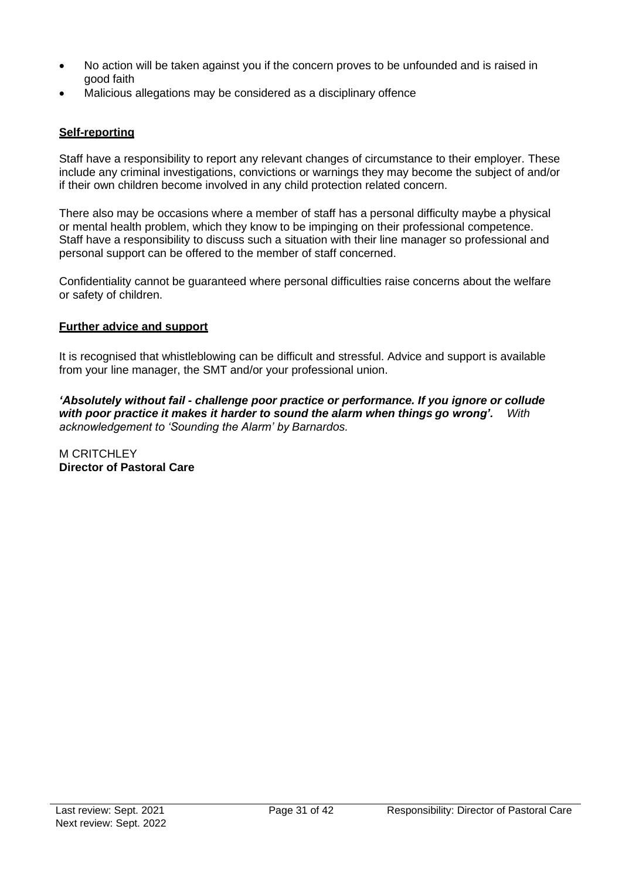- No action will be taken against you if the concern proves to be unfounded and is raised in good faith
- Malicious allegations may be considered as a disciplinary offence

**Self-reporting**

Staff have a responsibility to report any relevant changes of circumstance to their employer. These include any criminal investigations, convictions or warnings they may become the subject of and/or if their own children become involved in any child protection related concern.

There also may be occasions where a member of staff has a personal difficulty maybe a physical or mental health problem, which they know to be impinging on their professional competence. Staff have a responsibility to discuss such a situation with their line manager so professional and personal support can be offered to the member of staff concerned.

Confidentiality cannot be guaranteed where personal difficulties raise concerns about the welfare or safety of children.

**Further advice and support**

It is recognised that whistleblowing can be difficult and stressful. Advice and support is available from your line manager, the SMT and/or your professional union.

***'Absolutely without fail - challenge poor practice or performance. If you ignore or collude with poor practice it makes it harder to sound the alarm when things go wrong'.*** *With acknowledgement to 'Sounding the Alarm' by Barnardos.*

M CRITCHLEY
**Director of Pastoral Care**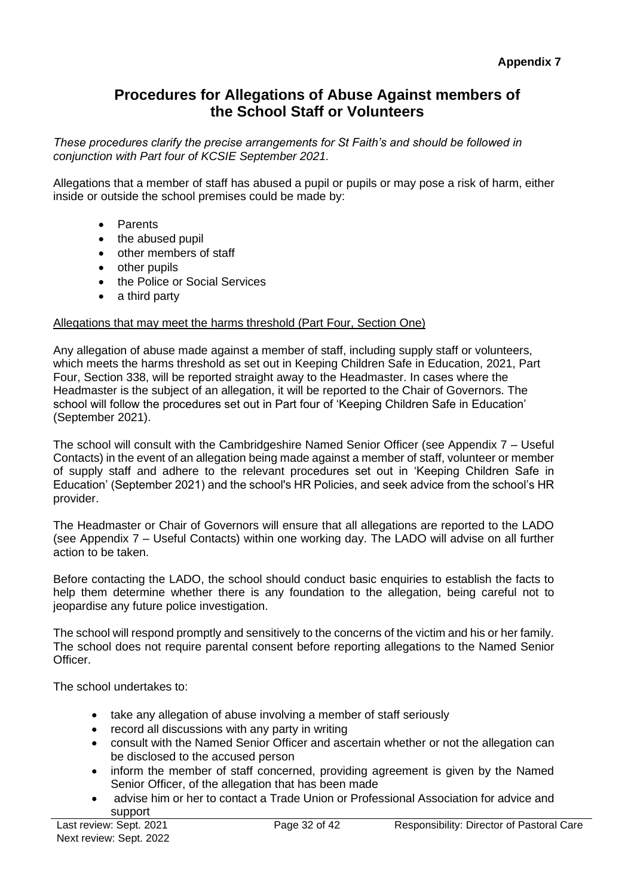**Appendix 7**

# Procedures for Allegations of Abuse Against members of the School Staff or Volunteers

*These procedures clarify the precise arrangements for St Faith's and should be followed in conjunction with Part four of KCSIE September 2021.*

Allegations that a member of staff has abused a pupil or pupils or may pose a risk of harm, either inside or outside the school premises could be made by:

- Parents
- the abused pupil
- other members of staff
- other pupils
- the Police or Social Services
- a third party

<u>Allegations that may meet the harms threshold (Part Four, Section One)</u>

Any allegation of abuse made against a member of staff, including supply staff or volunteers, which meets the harms threshold as set out in Keeping Children Safe in Education, 2021, Part Four, Section 338, will be reported straight away to the Headmaster. In cases where the Headmaster is the subject of an allegation, it will be reported to the Chair of Governors. The school will follow the procedures set out in Part four of 'Keeping Children Safe in Education' (September 2021).

The school will consult with the Cambridgeshire Named Senior Officer (see Appendix 7 – Useful Contacts) in the event of an allegation being made against a member of staff, volunteer or member of supply staff and adhere to the relevant procedures set out in 'Keeping Children Safe in Education' (September 2021) and the school's HR Policies, and seek advice from the school's HR provider.

The Headmaster or Chair of Governors will ensure that all allegations are reported to the LADO (see Appendix 7 – Useful Contacts) within one working day. The LADO will advise on all further action to be taken.

Before contacting the LADO, the school should conduct basic enquiries to establish the facts to help them determine whether there is any foundation to the allegation, being careful not to jeopardise any future police investigation.

The school will respond promptly and sensitively to the concerns of the victim and his or her family. The school does not require parental consent before reporting allegations to the Named Senior Officer.

The school undertakes to:

- take any allegation of abuse involving a member of staff seriously
- record all discussions with any party in writing
- consult with the Named Senior Officer and ascertain whether or not the allegation can be disclosed to the accused person
- inform the member of staff concerned, providing agreement is given by the Named Senior Officer, of the allegation that has been made
- advise him or her to contact a Trade Union or Professional Association for advice and support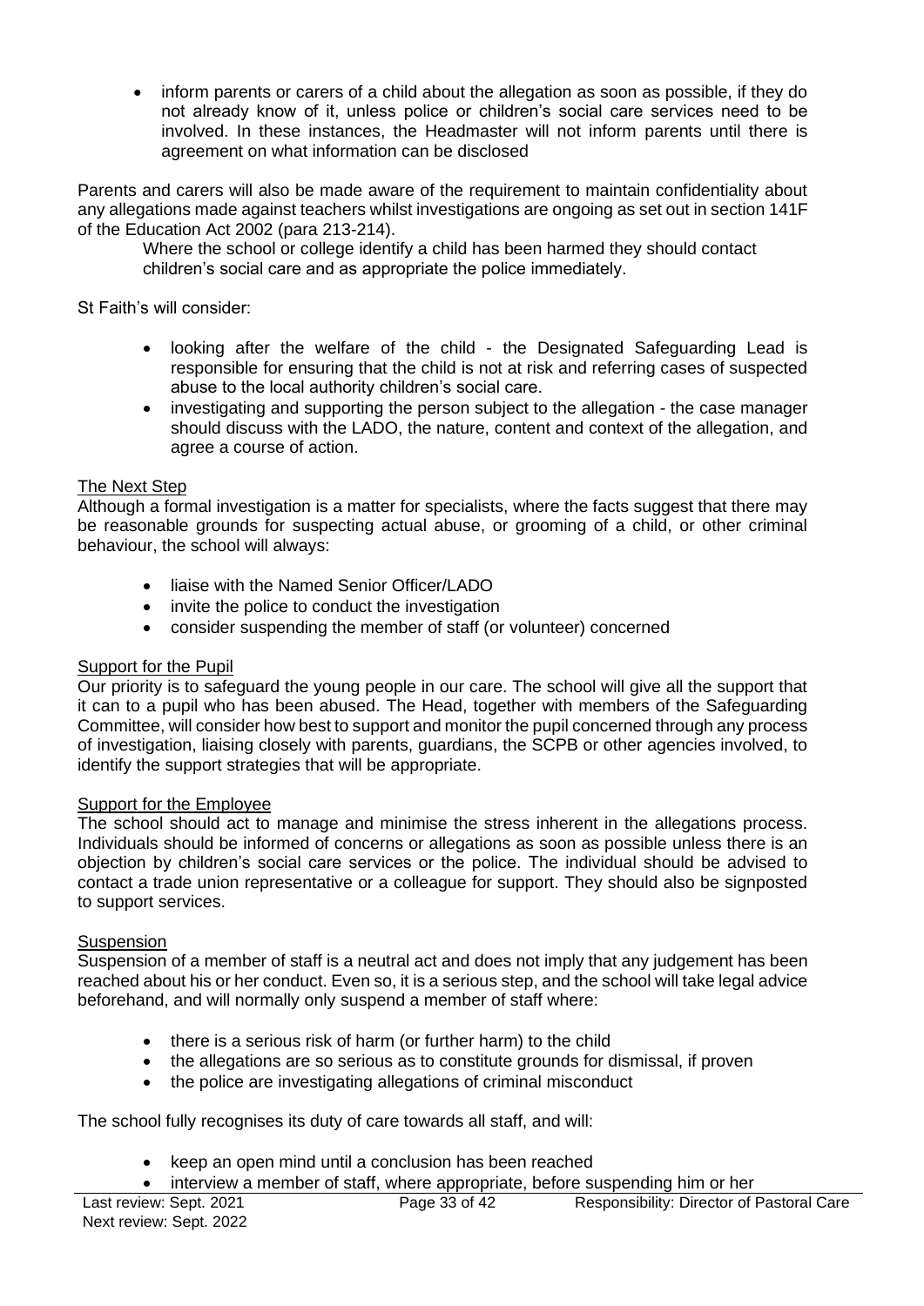- inform parents or carers of a child about the allegation as soon as possible, if they do not already know of it, unless police or children's social care services need to be involved. In these instances, the Headmaster will not inform parents until there is agreement on what information can be disclosed

Parents and carers will also be made aware of the requirement to maintain confidentiality about any allegations made against teachers whilst investigations are ongoing as set out in section 141F of the Education Act 2002 (para 213-214).

Where the school or college identify a child has been harmed they should contact children's social care and as appropriate the police immediately.

St Faith's will consider:

- looking after the welfare of the child - the Designated Safeguarding Lead is responsible for ensuring that the child is not at risk and referring cases of suspected abuse to the local authority children's social care.
- investigating and supporting the person subject to the allegation - the case manager should discuss with the LADO, the nature, content and context of the allegation, and agree a course of action.

<u>The Next Step</u>

Although a formal investigation is a matter for specialists, where the facts suggest that there may be reasonable grounds for suspecting actual abuse, or grooming of a child, or other criminal behaviour, the school will always:

- liaise with the Named Senior Officer/LADO
- invite the police to conduct the investigation
- consider suspending the member of staff (or volunteer) concerned

<u>Support for the Pupil</u>

Our priority is to safeguard the young people in our care. The school will give all the support that it can to a pupil who has been abused. The Head, together with members of the Safeguarding Committee, will consider how best to support and monitor the pupil concerned through any process of investigation, liaising closely with parents, guardians, the SCPB or other agencies involved, to identify the support strategies that will be appropriate.

<u>Support for the Employee</u>

The school should act to manage and minimise the stress inherent in the allegations process. Individuals should be informed of concerns or allegations as soon as possible unless there is an objection by children's social care services or the police. The individual should be advised to contact a trade union representative or a colleague for support. They should also be signposted to support services.

<u>Suspension</u>

Suspension of a member of staff is a neutral act and does not imply that any judgement has been reached about his or her conduct. Even so, it is a serious step, and the school will take legal advice beforehand, and will normally only suspend a member of staff where:

- there is a serious risk of harm (or further harm) to the child
- the allegations are so serious as to constitute grounds for dismissal, if proven
- the police are investigating allegations of criminal misconduct

The school fully recognises its duty of care towards all staff, and will:

- keep an open mind until a conclusion has been reached
- interview a member of staff, where appropriate, before suspending him or her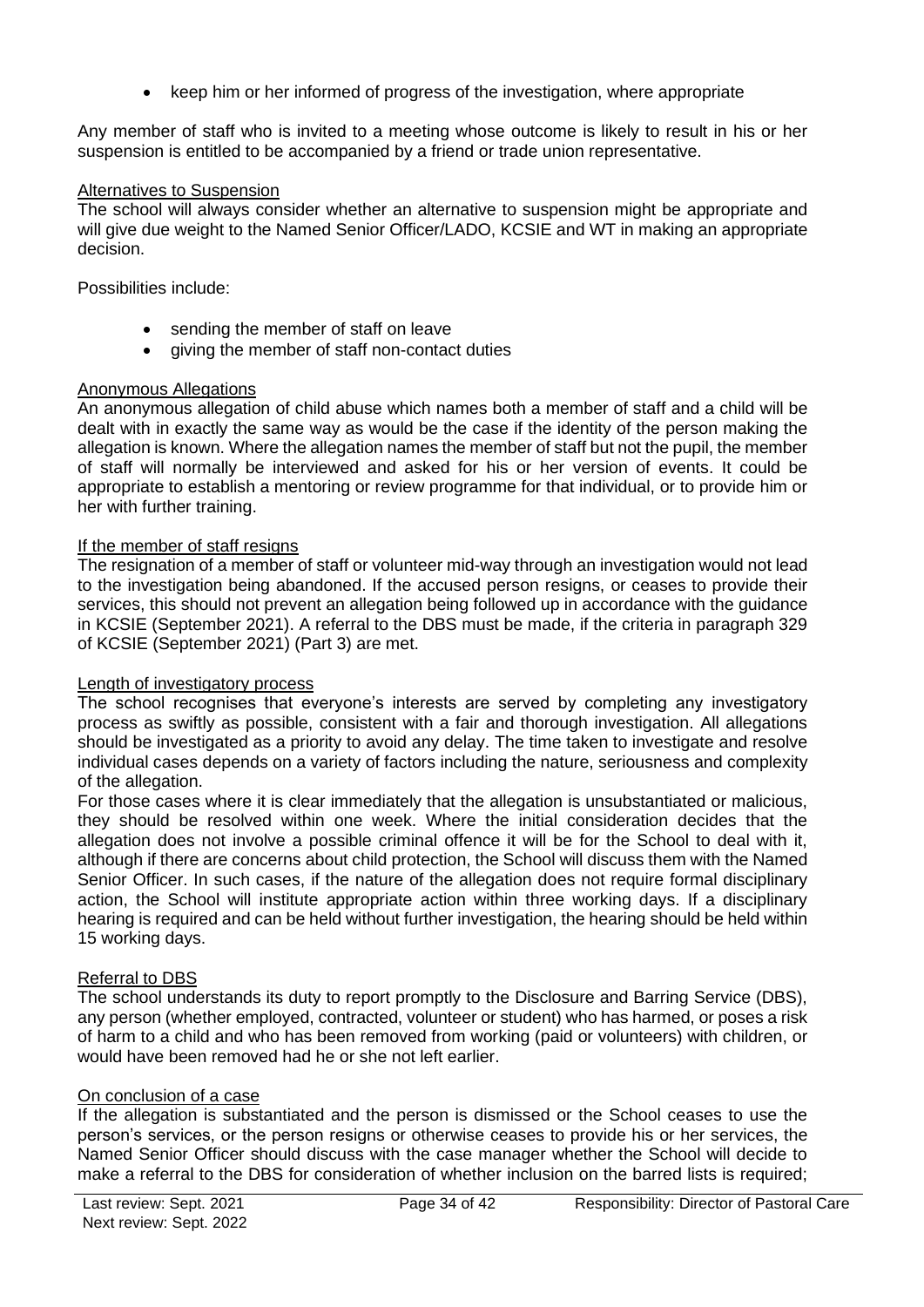- keep him or her informed of progress of the investigation, where appropriate

Any member of staff who is invited to a meeting whose outcome is likely to result in his or her suspension is entitled to be accompanied by a friend or trade union representative.

Alternatives to Suspension

The school will always consider whether an alternative to suspension might be appropriate and will give due weight to the Named Senior Officer/LADO, KCSIE and WT in making an appropriate decision.

Possibilities include:

- sending the member of staff on leave
- giving the member of staff non-contact duties

Anonymous Allegations

An anonymous allegation of child abuse which names both a member of staff and a child will be dealt with in exactly the same way as would be the case if the identity of the person making the allegation is known. Where the allegation names the member of staff but not the pupil, the member of staff will normally be interviewed and asked for his or her version of events. It could be appropriate to establish a mentoring or review programme for that individual, or to provide him or her with further training.

If the member of staff resigns

The resignation of a member of staff or volunteer mid-way through an investigation would not lead to the investigation being abandoned. If the accused person resigns, or ceases to provide their services, this should not prevent an allegation being followed up in accordance with the guidance in KCSIE (September 2021). A referral to the DBS must be made, if the criteria in paragraph 329 of KCSIE (September 2021) (Part 3) are met.

Length of investigatory process

The school recognises that everyone's interests are served by completing any investigatory process as swiftly as possible, consistent with a fair and thorough investigation. All allegations should be investigated as a priority to avoid any delay. The time taken to investigate and resolve individual cases depends on a variety of factors including the nature, seriousness and complexity of the allegation.

For those cases where it is clear immediately that the allegation is unsubstantiated or malicious, they should be resolved within one week. Where the initial consideration decides that the allegation does not involve a possible criminal offence it will be for the School to deal with it, although if there are concerns about child protection, the School will discuss them with the Named Senior Officer. In such cases, if the nature of the allegation does not require formal disciplinary action, the School will institute appropriate action within three working days. If a disciplinary hearing is required and can be held without further investigation, the hearing should be held within 15 working days.

Referral to DBS

The school understands its duty to report promptly to the Disclosure and Barring Service (DBS), any person (whether employed, contracted, volunteer or student) who has harmed, or poses a risk of harm to a child and who has been removed from working (paid or volunteers) with children, or would have been removed had he or she not left earlier.

On conclusion of a case

If the allegation is substantiated and the person is dismissed or the School ceases to use the person's services, or the person resigns or otherwise ceases to provide his or her services, the Named Senior Officer should discuss with the case manager whether the School will decide to make a referral to the DBS for consideration of whether inclusion on the barred lists is required;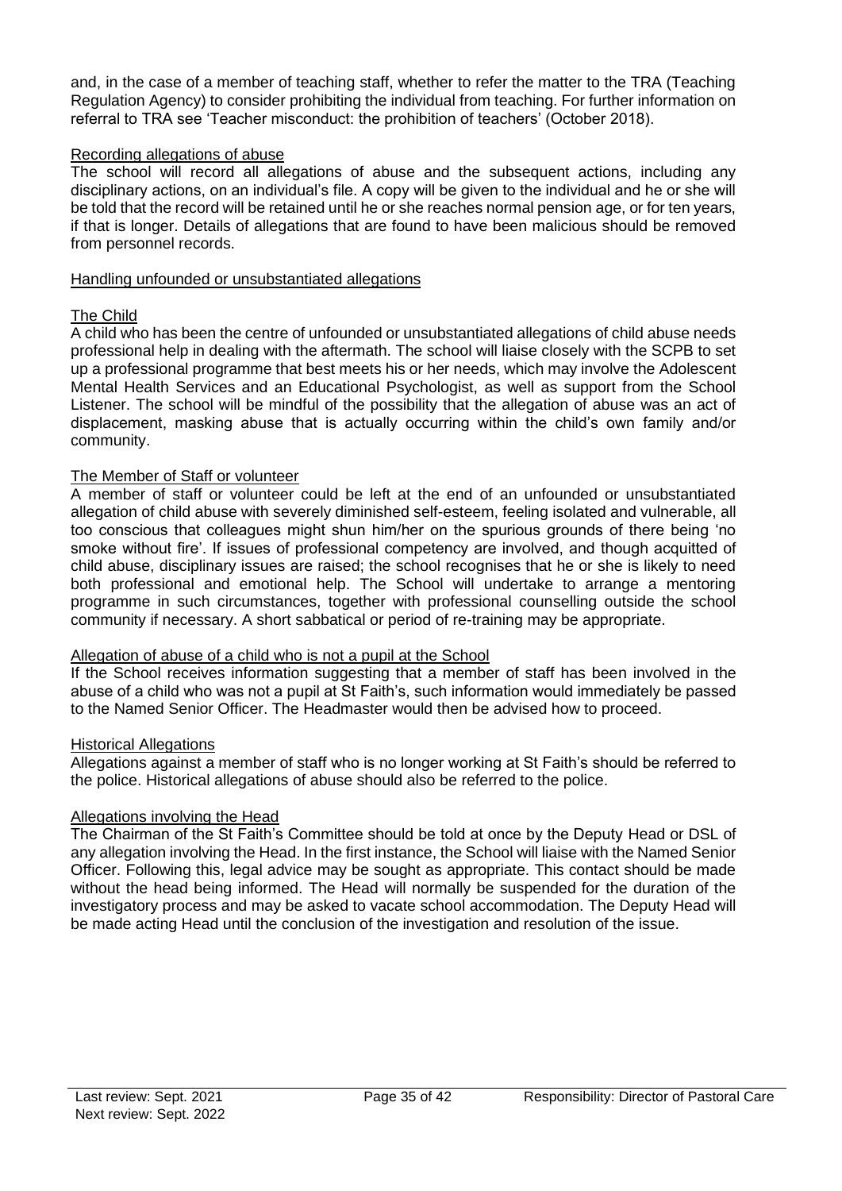and, in the case of a member of teaching staff, whether to refer the matter to the TRA (Teaching Regulation Agency) to consider prohibiting the individual from teaching. For further information on referral to TRA see 'Teacher misconduct: the prohibition of teachers' (October 2018).

### Recording allegations of abuse

The school will record all allegations of abuse and the subsequent actions, including any disciplinary actions, on an individual's file. A copy will be given to the individual and he or she will be told that the record will be retained until he or she reaches normal pension age, or for ten years, if that is longer. Details of allegations that are found to have been malicious should be removed from personnel records.

### Handling unfounded or unsubstantiated allegations

#### The Child

A child who has been the centre of unfounded or unsubstantiated allegations of child abuse needs professional help in dealing with the aftermath. The school will liaise closely with the SCPB to set up a professional programme that best meets his or her needs, which may involve the Adolescent Mental Health Services and an Educational Psychologist, as well as support from the School Listener. The school will be mindful of the possibility that the allegation of abuse was an act of displacement, masking abuse that is actually occurring within the child's own family and/or community.

#### The Member of Staff or volunteer

A member of staff or volunteer could be left at the end of an unfounded or unsubstantiated allegation of child abuse with severely diminished self-esteem, feeling isolated and vulnerable, all too conscious that colleagues might shun him/her on the spurious grounds of there being 'no smoke without fire'. If issues of professional competency are involved, and though acquitted of child abuse, disciplinary issues are raised; the school recognises that he or she is likely to need both professional and emotional help. The School will undertake to arrange a mentoring programme in such circumstances, together with professional counselling outside the school community if necessary. A short sabbatical or period of re-training may be appropriate.

### Allegation of abuse of a child who is not a pupil at the School

If the School receives information suggesting that a member of staff has been involved in the abuse of a child who was not a pupil at St Faith's, such information would immediately be passed to the Named Senior Officer. The Headmaster would then be advised how to proceed.

### Historical Allegations

Allegations against a member of staff who is no longer working at St Faith's should be referred to the police. Historical allegations of abuse should also be referred to the police.

### Allegations involving the Head

The Chairman of the St Faith's Committee should be told at once by the Deputy Head or DSL of any allegation involving the Head. In the first instance, the School will liaise with the Named Senior Officer. Following this, legal advice may be sought as appropriate. This contact should be made without the head being informed. The Head will normally be suspended for the duration of the investigatory process and may be asked to vacate school accommodation. The Deputy Head will be made acting Head until the conclusion of the investigation and resolution of the issue.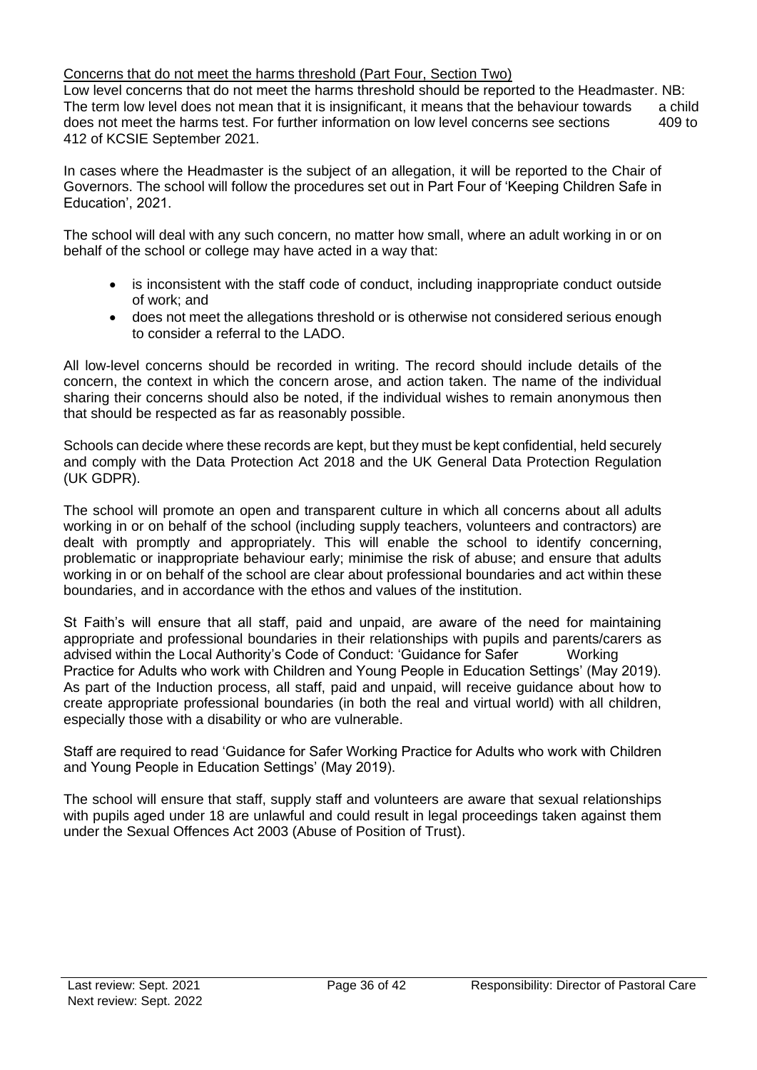Concerns that do not meet the harms threshold (Part Four, Section Two)

Low level concerns that do not meet the harms threshold should be reported to the Headmaster. NB: The term low level does not mean that it is insignificant, it means that the behaviour towards a child does not meet the harms test. For further information on low level concerns see sections 409 to 412 of KCSIE September 2021.

In cases where the Headmaster is the subject of an allegation, it will be reported to the Chair of Governors. The school will follow the procedures set out in Part Four of 'Keeping Children Safe in Education', 2021.

The school will deal with any such concern, no matter how small, where an adult working in or on behalf of the school or college may have acted in a way that:

- is inconsistent with the staff code of conduct, including inappropriate conduct outside of work; and
- does not meet the allegations threshold or is otherwise not considered serious enough to consider a referral to the LADO.

All low-level concerns should be recorded in writing. The record should include details of the concern, the context in which the concern arose, and action taken. The name of the individual sharing their concerns should also be noted, if the individual wishes to remain anonymous then that should be respected as far as reasonably possible.

Schools can decide where these records are kept, but they must be kept confidential, held securely and comply with the Data Protection Act 2018 and the UK General Data Protection Regulation (UK GDPR).

The school will promote an open and transparent culture in which all concerns about all adults working in or on behalf of the school (including supply teachers, volunteers and contractors) are dealt with promptly and appropriately. This will enable the school to identify concerning, problematic or inappropriate behaviour early; minimise the risk of abuse; and ensure that adults working in or on behalf of the school are clear about professional boundaries and act within these boundaries, and in accordance with the ethos and values of the institution.

St Faith's will ensure that all staff, paid and unpaid, are aware of the need for maintaining appropriate and professional boundaries in their relationships with pupils and parents/carers as advised within the Local Authority's Code of Conduct: 'Guidance for Safer Working Practice for Adults who work with Children and Young People in Education Settings' (May 2019). As part of the Induction process, all staff, paid and unpaid, will receive guidance about how to create appropriate professional boundaries (in both the real and virtual world) with all children, especially those with a disability or who are vulnerable.

Staff are required to read 'Guidance for Safer Working Practice for Adults who work with Children and Young People in Education Settings' (May 2019).

The school will ensure that staff, supply staff and volunteers are aware that sexual relationships with pupils aged under 18 are unlawful and could result in legal proceedings taken against them under the Sexual Offences Act 2003 (Abuse of Position of Trust).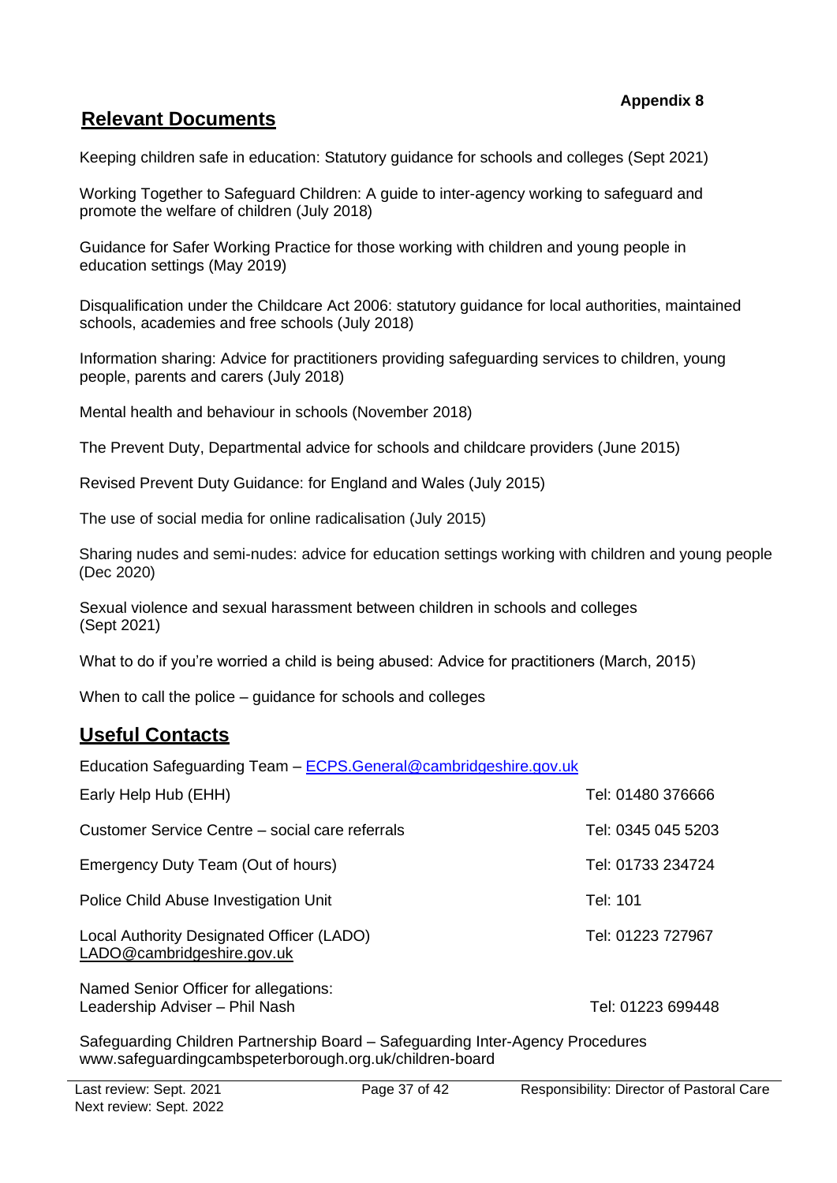**Appendix 8**

## Relevant Documents

Keeping children safe in education: Statutory guidance for schools and colleges (Sept 2021)

Working Together to Safeguard Children: A guide to inter-agency working to safeguard and promote the welfare of children (July 2018)

Guidance for Safer Working Practice for those working with children and young people in education settings (May 2019)

Disqualification under the Childcare Act 2006: statutory guidance for local authorities, maintained schools, academies and free schools (July 2018)

Information sharing: Advice for practitioners providing safeguarding services to children, young people, parents and carers (July 2018)

Mental health and behaviour in schools (November 2018)

The Prevent Duty, Departmental advice for schools and childcare providers (June 2015)

Revised Prevent Duty Guidance: for England and Wales (July 2015)

The use of social media for online radicalisation (July 2015)

Sharing nudes and semi-nudes: advice for education settings working with children and young people (Dec 2020)

Sexual violence and sexual harassment between children in schools and colleges (Sept 2021)

What to do if you're worried a child is being abused: Advice for practitioners (March, 2015)

When to call the police – guidance for schools and colleges

## Useful Contacts

Education Safeguarding Team – ECPS.General@cambridgeshire.gov.uk

| | |
|---|---|
| Early Help Hub (EHH) | Tel: 01480 376666 |
| Customer Service Centre – social care referrals | Tel: 0345 045 5203 |
| Emergency Duty Team (Out of hours) | Tel: 01733 234724 |
| Police Child Abuse Investigation Unit | Tel: 101 |
| Local Authority Designated Officer (LADO) LADO@cambridgeshire.gov.uk | Tel: 01223 727967 |
| Named Senior Officer for allegations: Leadership Adviser – Phil Nash | Tel: 01223 699448 |

Safeguarding Children Partnership Board – Safeguarding Inter-Agency Procedures
www.safeguardingcambspeterborough.org.uk/children-board

Last review: Sept. 2021
Next review: Sept. 2022
Responsibility: Director of Pastoral Care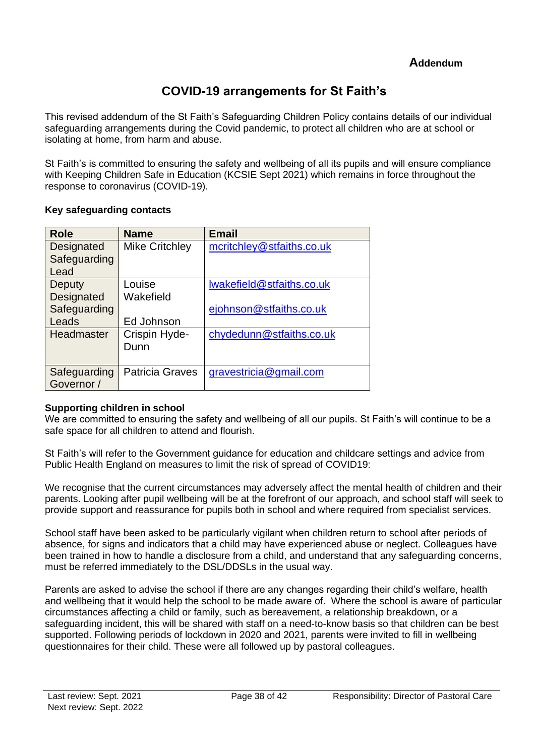**Addendum**

# COVID-19 arrangements for St Faith's

This revised addendum of the St Faith's Safeguarding Children Policy contains details of our individual safeguarding arrangements during the Covid pandemic, to protect all children who are at school or isolating at home, from harm and abuse.

St Faith's is committed to ensuring the safety and wellbeing of all its pupils and will ensure compliance with Keeping Children Safe in Education (KCSIE Sept 2021) which remains in force throughout the response to coronavirus (COVID-19).

**Key safeguarding contacts**

| Role | Name | Email |
|---|---|---|
| Designated Safeguarding Lead | Mike Critchley | mcritchley@stfaiths.co.uk |
| Deputy Designated Safeguarding Leads | Louise Wakefield<br><br>Ed Johnson | lwakefield@stfaiths.co.uk<br><br>ejohnson@stfaiths.co.uk |
| Headmaster | Crispin Hyde-Dunn | chydedunn@stfaiths.co.uk |
| Safeguarding Governor / | Patricia Graves | gravestricia@gmail.com |

**Supporting children in school**
We are committed to ensuring the safety and wellbeing of all our pupils. St Faith's will continue to be a safe space for all children to attend and flourish.

St Faith's will refer to the Government guidance for education and childcare settings and advice from Public Health England on measures to limit the risk of spread of COVID19:

We recognise that the current circumstances may adversely affect the mental health of children and their parents. Looking after pupil wellbeing will be at the forefront of our approach, and school staff will seek to provide support and reassurance for pupils both in school and where required from specialist services.

School staff have been asked to be particularly vigilant when children return to school after periods of absence, for signs and indicators that a child may have experienced abuse or neglect. Colleagues have been trained in how to handle a disclosure from a child, and understand that any safeguarding concerns, must be referred immediately to the DSL/DDSLs in the usual way.

Parents are asked to advise the school if there are any changes regarding their child's welfare, health and wellbeing that it would help the school to be made aware of. Where the school is aware of particular circumstances affecting a child or family, such as bereavement, a relationship breakdown, or a safeguarding incident, this will be shared with staff on a need-to-know basis so that children can be best supported. Following periods of lockdown in 2020 and 2021, parents were invited to fill in wellbeing questionnaires for their child. These were all followed up by pastoral colleagues.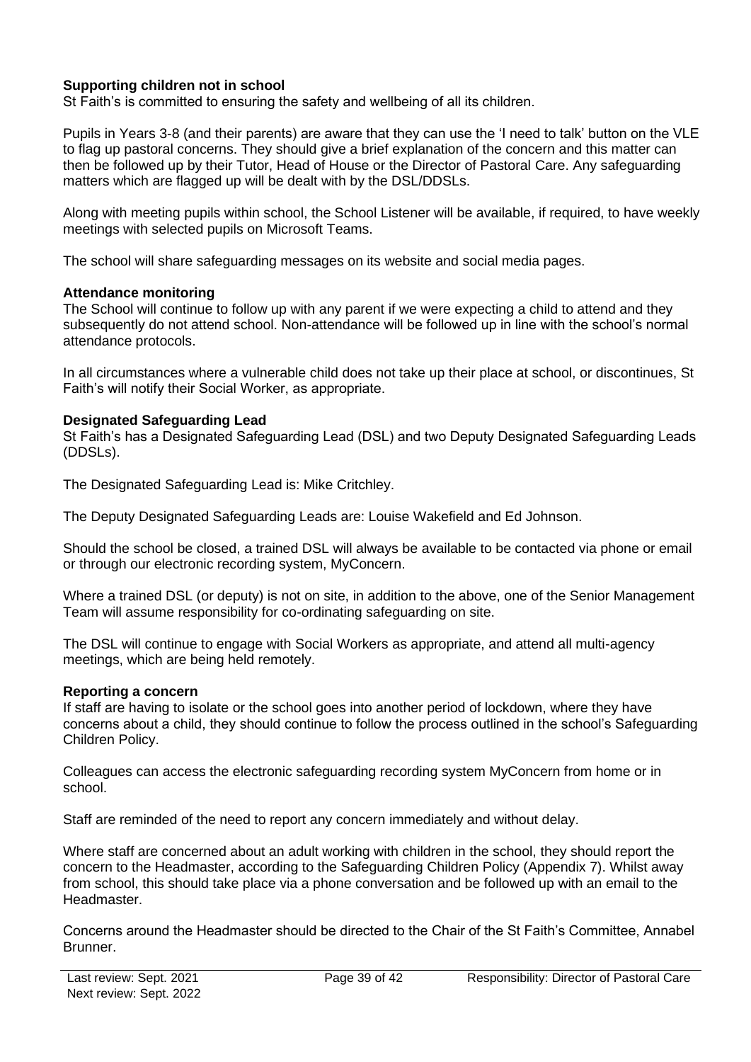**Supporting children not in school**

St Faith's is committed to ensuring the safety and wellbeing of all its children.

Pupils in Years 3-8 (and their parents) are aware that they can use the 'I need to talk' button on the VLE to flag up pastoral concerns. They should give a brief explanation of the concern and this matter can then be followed up by their Tutor, Head of House or the Director of Pastoral Care. Any safeguarding matters which are flagged up will be dealt with by the DSL/DDSLs.

Along with meeting pupils within school, the School Listener will be available, if required, to have weekly meetings with selected pupils on Microsoft Teams.

The school will share safeguarding messages on its website and social media pages.

**Attendance monitoring**

The School will continue to follow up with any parent if we were expecting a child to attend and they subsequently do not attend school. Non-attendance will be followed up in line with the school's normal attendance protocols.

In all circumstances where a vulnerable child does not take up their place at school, or discontinues, St Faith's will notify their Social Worker, as appropriate.

**Designated Safeguarding Lead**

St Faith's has a Designated Safeguarding Lead (DSL) and two Deputy Designated Safeguarding Leads (DDSLs).

The Designated Safeguarding Lead is: Mike Critchley.

The Deputy Designated Safeguarding Leads are: Louise Wakefield and Ed Johnson.

Should the school be closed, a trained DSL will always be available to be contacted via phone or email or through our electronic recording system, MyConcern.

Where a trained DSL (or deputy) is not on site, in addition to the above, one of the Senior Management Team will assume responsibility for co-ordinating safeguarding on site.

The DSL will continue to engage with Social Workers as appropriate, and attend all multi-agency meetings, which are being held remotely.

**Reporting a concern**

If staff are having to isolate or the school goes into another period of lockdown, where they have concerns about a child, they should continue to follow the process outlined in the school's Safeguarding Children Policy.

Colleagues can access the electronic safeguarding recording system MyConcern from home or in school.

Staff are reminded of the need to report any concern immediately and without delay.

Where staff are concerned about an adult working with children in the school, they should report the concern to the Headmaster, according to the Safeguarding Children Policy (Appendix 7). Whilst away from school, this should take place via a phone conversation and be followed up with an email to the Headmaster.

Concerns around the Headmaster should be directed to the Chair of the St Faith's Committee, Annabel Brunner.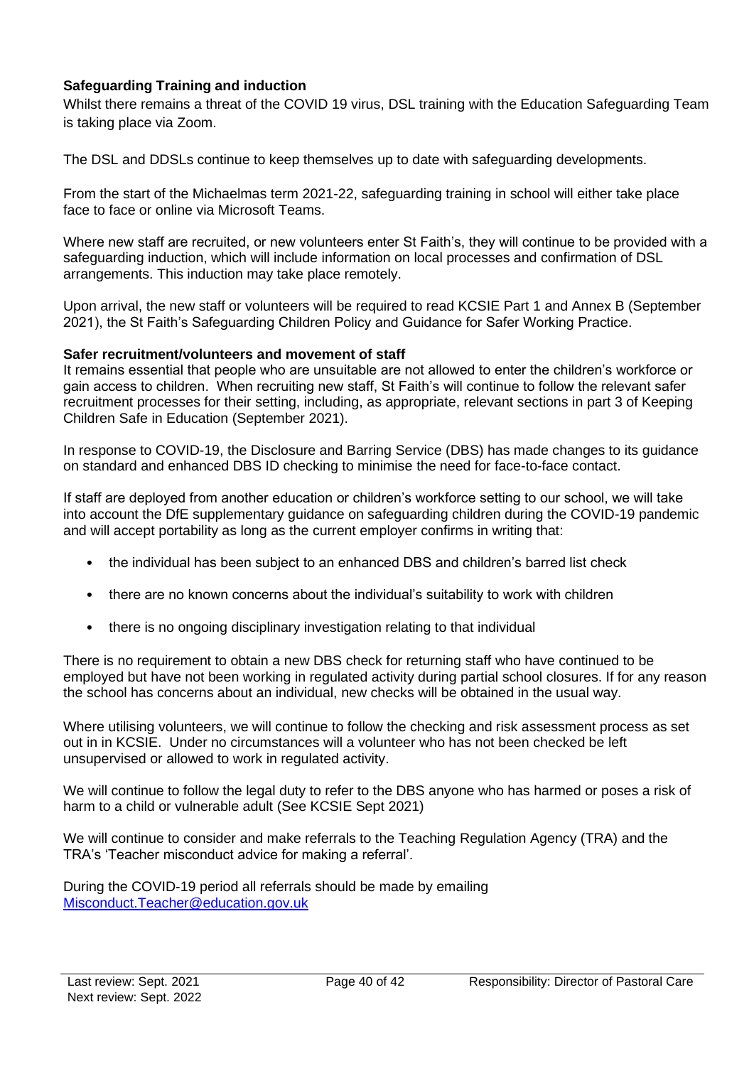**Safeguarding Training and induction**

Whilst there remains a threat of the COVID 19 virus, DSL training with the Education Safeguarding Team is taking place via Zoom.

The DSL and DDSLs continue to keep themselves up to date with safeguarding developments.

From the start of the Michaelmas term 2021-22, safeguarding training in school will either take place face to face or online via Microsoft Teams.

Where new staff are recruited, or new volunteers enter St Faith's, they will continue to be provided with a safeguarding induction, which will include information on local processes and confirmation of DSL arrangements. This induction may take place remotely.

Upon arrival, the new staff or volunteers will be required to read KCSIE Part 1 and Annex B (September 2021), the St Faith's Safeguarding Children Policy and Guidance for Safer Working Practice.

**Safer recruitment/volunteers and movement of staff**

It remains essential that people who are unsuitable are not allowed to enter the children's workforce or gain access to children. When recruiting new staff, St Faith's will continue to follow the relevant safer recruitment processes for their setting, including, as appropriate, relevant sections in part 3 of Keeping Children Safe in Education (September 2021).

In response to COVID-19, the Disclosure and Barring Service (DBS) has made changes to its guidance on standard and enhanced DBS ID checking to minimise the need for face-to-face contact.

If staff are deployed from another education or children's workforce setting to our school, we will take into account the DfE supplementary guidance on safeguarding children during the COVID-19 pandemic and will accept portability as long as the current employer confirms in writing that:

- the individual has been subject to an enhanced DBS and children's barred list check
- there are no known concerns about the individual's suitability to work with children
- there is no ongoing disciplinary investigation relating to that individual

There is no requirement to obtain a new DBS check for returning staff who have continued to be employed but have not been working in regulated activity during partial school closures. If for any reason the school has concerns about an individual, new checks will be obtained in the usual way.

Where utilising volunteers, we will continue to follow the checking and risk assessment process as set out in in KCSIE. Under no circumstances will a volunteer who has not been checked be left unsupervised or allowed to work in regulated activity.

We will continue to follow the legal duty to refer to the DBS anyone who has harmed or poses a risk of harm to a child or vulnerable adult (See KCSIE Sept 2021)

We will continue to consider and make referrals to the Teaching Regulation Agency (TRA) and the TRA's 'Teacher misconduct advice for making a referral'.

During the COVID-19 period all referrals should be made by emailing [Misconduct.Teacher@education.gov.uk](mailto:Misconduct.Teacher@education.gov.uk)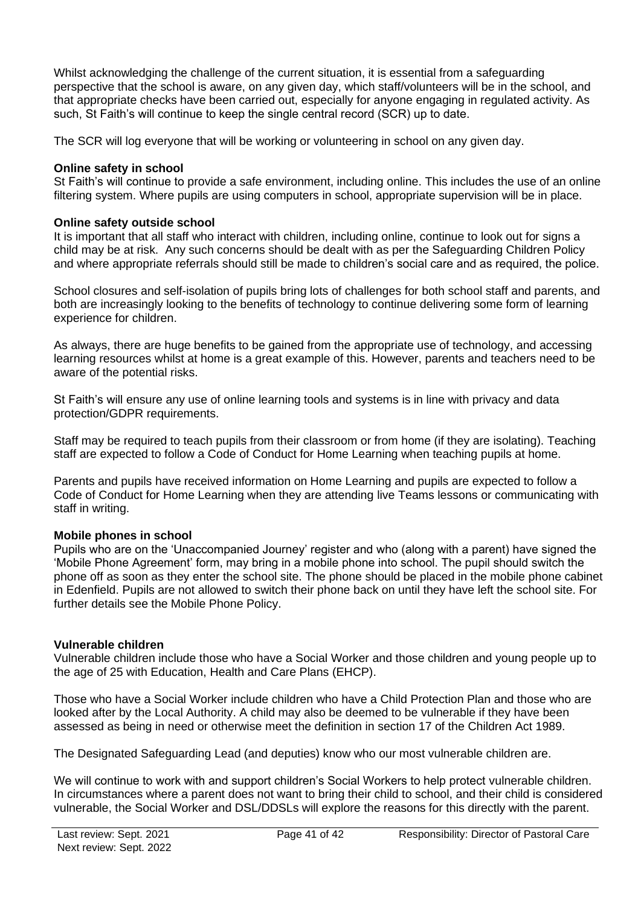Whilst acknowledging the challenge of the current situation, it is essential from a safeguarding perspective that the school is aware, on any given day, which staff/volunteers will be in the school, and that appropriate checks have been carried out, especially for anyone engaging in regulated activity. As such, St Faith's will continue to keep the single central record (SCR) up to date.

The SCR will log everyone that will be working or volunteering in school on any given day.

**Online safety in school**

St Faith's will continue to provide a safe environment, including online. This includes the use of an online filtering system. Where pupils are using computers in school, appropriate supervision will be in place.

**Online safety outside school**

It is important that all staff who interact with children, including online, continue to look out for signs a child may be at risk. Any such concerns should be dealt with as per the Safeguarding Children Policy and where appropriate referrals should still be made to children's social care and as required, the police.

School closures and self-isolation of pupils bring lots of challenges for both school staff and parents, and both are increasingly looking to the benefits of technology to continue delivering some form of learning experience for children.

As always, there are huge benefits to be gained from the appropriate use of technology, and accessing learning resources whilst at home is a great example of this. However, parents and teachers need to be aware of the potential risks.

St Faith's will ensure any use of online learning tools and systems is in line with privacy and data protection/GDPR requirements.

Staff may be required to teach pupils from their classroom or from home (if they are isolating). Teaching staff are expected to follow a Code of Conduct for Home Learning when teaching pupils at home.

Parents and pupils have received information on Home Learning and pupils are expected to follow a Code of Conduct for Home Learning when they are attending live Teams lessons or communicating with staff in writing.

**Mobile phones in school**

Pupils who are on the 'Unaccompanied Journey' register and who (along with a parent) have signed the 'Mobile Phone Agreement' form, may bring in a mobile phone into school. The pupil should switch the phone off as soon as they enter the school site. The phone should be placed in the mobile phone cabinet in Edenfield. Pupils are not allowed to switch their phone back on until they have left the school site. For further details see the Mobile Phone Policy.

**Vulnerable children**

Vulnerable children include those who have a Social Worker and those children and young people up to the age of 25 with Education, Health and Care Plans (EHCP).

Those who have a Social Worker include children who have a Child Protection Plan and those who are looked after by the Local Authority. A child may also be deemed to be vulnerable if they have been assessed as being in need or otherwise meet the definition in section 17 of the Children Act 1989.

The Designated Safeguarding Lead (and deputies) know who our most vulnerable children are.

We will continue to work with and support children's Social Workers to help protect vulnerable children. In circumstances where a parent does not want to bring their child to school, and their child is considered vulnerable, the Social Worker and DSL/DDSLs will explore the reasons for this directly with the parent.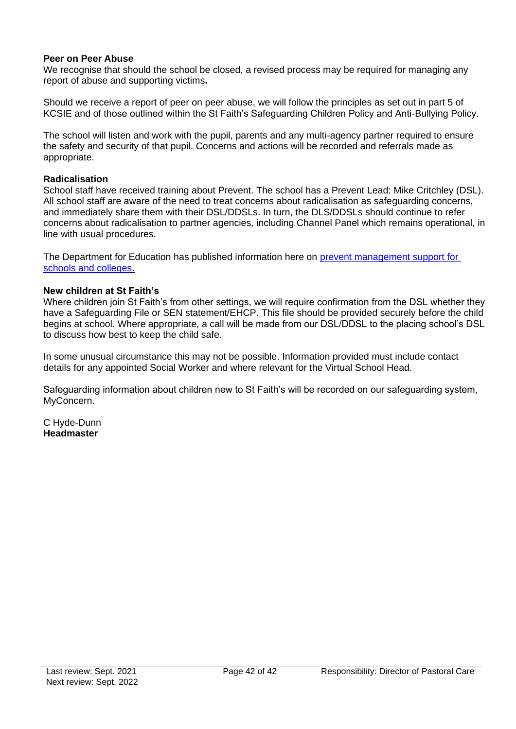**Peer on Peer Abuse**
We recognise that should the school be closed, a revised process may be required for managing any report of abuse and supporting victims**.**

Should we receive a report of peer on peer abuse, we will follow the principles as set out in part 5 of KCSIE and of those outlined within the St Faith's Safeguarding Children Policy and Anti-Bullying Policy.

The school will listen and work with the pupil, parents and any multi-agency partner required to ensure the safety and security of that pupil. Concerns and actions will be recorded and referrals made as appropriate.

**Radicalisation**
School staff have received training about Prevent. The school has a Prevent Lead: Mike Critchley (DSL). All school staff are aware of the need to treat concerns about radicalisation as safeguarding concerns, and immediately share them with their DSL/DDSLs. In turn, the DLS/DDSLs should continue to refer concerns about radicalisation to partner agencies, including Channel Panel which remains operational, in line with usual procedures.

The Department for Education has published information here on [prevent management support for schools and colleges.]()

**New children at St Faith's**
Where children join St Faith's from other settings, we will require confirmation from the DSL whether they have a Safeguarding File or SEN statement/EHCP. This file should be provided securely before the child begins at school. Where appropriate, a call will be made from our DSL/DDSL to the placing school's DSL to discuss how best to keep the child safe.

In some unusual circumstance this may not be possible. Information provided must include contact details for any appointed Social Worker and where relevant for the Virtual School Head.

Safeguarding information about children new to St Faith's will be recorded on our safeguarding system, MyConcern.

C Hyde-Dunn
**Headmaster**